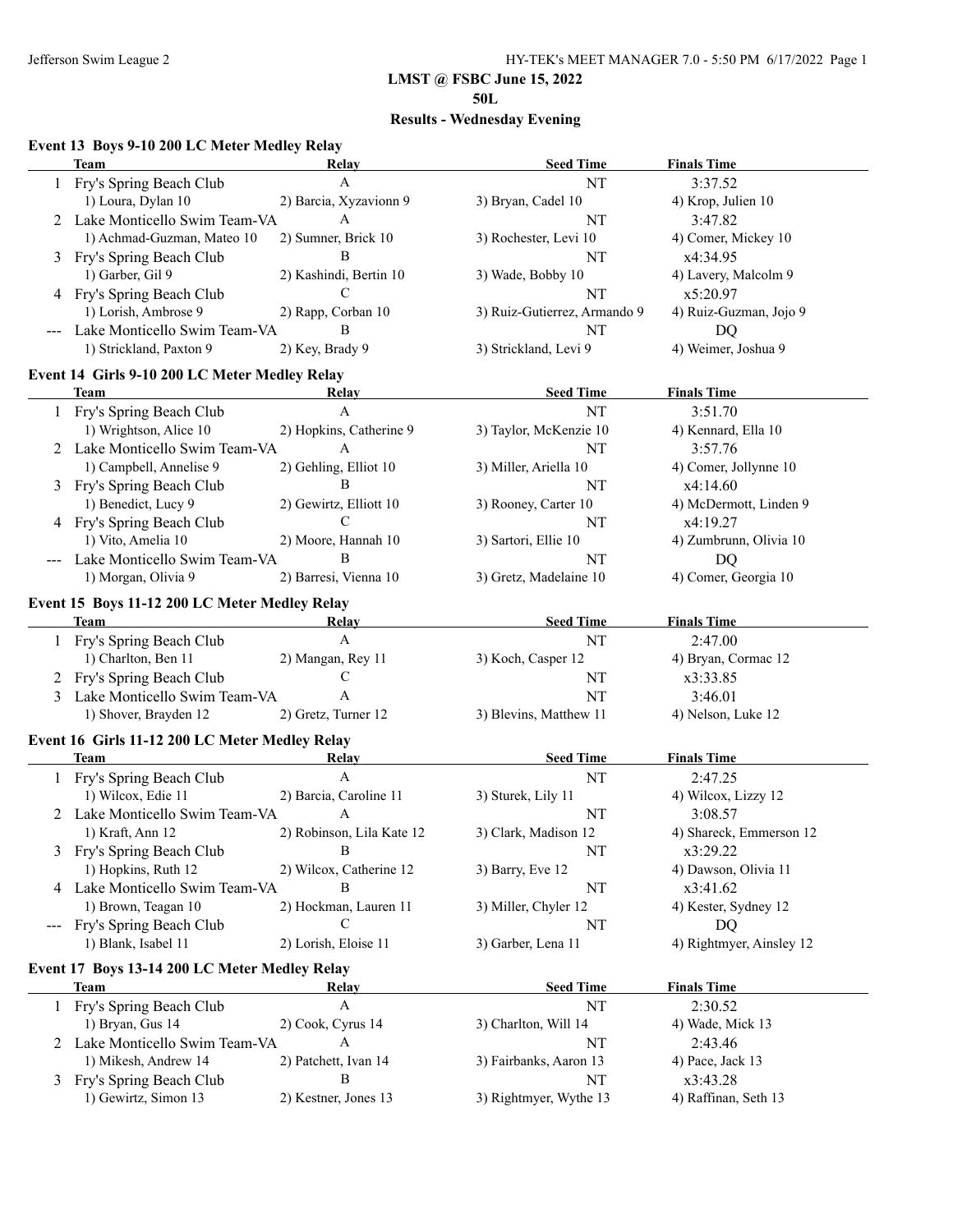# LMST @ FSBC June 15, 2022

## 50L

## Results - Wednesday Evening

### Event 13 Boys 9-10 200 LC Meter Medley Relay

| | Team | Relay | Seed Time | Finals Time |
|---|---|---|---|---|
| 1 | Fry's Spring Beach Club | A | NT | 3:37.52 |
| | 1) Loura, Dylan 10 | 2) Barcia, Xyzavionn 9 | 3) Bryan, Cadel 10 | 4) Krop, Julien 10 |
| 2 | Lake Monticello Swim Team-VA | A | NT | 3:47.82 |
| | 1) Achmad-Guzman, Mateo 10 | 2) Sumner, Brick 10 | 3) Rochester, Levi 10 | 4) Comer, Mickey 10 |
| 3 | Fry's Spring Beach Club | B | NT | x4:34.95 |
| | 1) Garber, Gil 9 | 2) Kashindi, Bertin 10 | 3) Wade, Bobby 10 | 4) Lavery, Malcolm 9 |
| 4 | Fry's Spring Beach Club | C | NT | x5:20.97 |
| | 1) Lorish, Ambrose 9 | 2) Rapp, Corban 10 | 3) Ruiz-Gutierrez, Armando 9 | 4) Ruiz-Guzman, Jojo 9 |
| --- | Lake Monticello Swim Team-VA | B | NT | DQ |
| | 1) Strickland, Paxton 9 | 2) Key, Brady 9 | 3) Strickland, Levi 9 | 4) Weimer, Joshua 9 |

### Event 14 Girls 9-10 200 LC Meter Medley Relay

| | Team | Relay | Seed Time | Finals Time |
|---|---|---|---|---|
| 1 | Fry's Spring Beach Club | A | NT | 3:51.70 |
| | 1) Wrightson, Alice 10 | 2) Hopkins, Catherine 9 | 3) Taylor, McKenzie 10 | 4) Kennard, Ella 10 |
| 2 | Lake Monticello Swim Team-VA | A | NT | 3:57.76 |
| | 1) Campbell, Annelise 9 | 2) Gehling, Elliot 10 | 3) Miller, Ariella 10 | 4) Comer, Jollynne 10 |
| 3 | Fry's Spring Beach Club | B | NT | x4:14.60 |
| | 1) Benedict, Lucy 9 | 2) Gewirtz, Elliott 10 | 3) Rooney, Carter 10 | 4) McDermott, Linden 9 |
| 4 | Fry's Spring Beach Club | C | NT | x4:19.27 |
| | 1) Vito, Amelia 10 | 2) Moore, Hannah 10 | 3) Sartori, Ellie 10 | 4) Zumbrunn, Olivia 10 |
| --- | Lake Monticello Swim Team-VA | B | NT | DQ |
| | 1) Morgan, Olivia 9 | 2) Barresi, Vienna 10 | 3) Gretz, Madelaine 10 | 4) Comer, Georgia 10 |

### Event 15 Boys 11-12 200 LC Meter Medley Relay

| | Team | Relay | Seed Time | Finals Time |
|---|---|---|---|---|
| 1 | Fry's Spring Beach Club | A | NT | 2:47.00 |
| | 1) Charlton, Ben 11 | 2) Mangan, Rey 11 | 3) Koch, Casper 12 | 4) Bryan, Cormac 12 |
| 2 | Fry's Spring Beach Club | C | NT | x3:33.85 |
| 3 | Lake Monticello Swim Team-VA | A | NT | 3:46.01 |
| | 1) Shover, Brayden 12 | 2) Gretz, Turner 12 | 3) Blevins, Matthew 11 | 4) Nelson, Luke 12 |

### Event 16 Girls 11-12 200 LC Meter Medley Relay

| | Team | Relay | Seed Time | Finals Time |
|---|---|---|---|---|
| 1 | Fry's Spring Beach Club | A | NT | 2:47.25 |
| | 1) Wilcox, Edie 11 | 2) Barcia, Caroline 11 | 3) Sturek, Lily 11 | 4) Wilcox, Lizzy 12 |
| 2 | Lake Monticello Swim Team-VA | A | NT | 3:08.57 |
| | 1) Kraft, Ann 12 | 2) Robinson, Lila Kate 12 | 3) Clark, Madison 12 | 4) Shareck, Emmerson 12 |
| 3 | Fry's Spring Beach Club | B | NT | x3:29.22 |
| | 1) Hopkins, Ruth 12 | 2) Wilcox, Catherine 12 | 3) Barry, Eve 12 | 4) Dawson, Olivia 11 |
| 4 | Lake Monticello Swim Team-VA | B | NT | x3:41.62 |
| | 1) Brown, Teagan 10 | 2) Hockman, Lauren 11 | 3) Miller, Chyler 12 | 4) Kester, Sydney 12 |
| --- | Fry's Spring Beach Club | C | NT | DQ |
| | 1) Blank, Isabel 11 | 2) Lorish, Eloise 11 | 3) Garber, Lena 11 | 4) Rightmyer, Ainsley 12 |

### Event 17 Boys 13-14 200 LC Meter Medley Relay

| | Team | Relay | Seed Time | Finals Time |
|---|---|---|---|---|
| 1 | Fry's Spring Beach Club | A | NT | 2:30.52 |
| | 1) Bryan, Gus 14 | 2) Cook, Cyrus 14 | 3) Charlton, Will 14 | 4) Wade, Mick 13 |
| 2 | Lake Monticello Swim Team-VA | A | NT | 2:43.46 |
| | 1) Mikesh, Andrew 14 | 2) Patchett, Ivan 14 | 3) Fairbanks, Aaron 13 | 4) Pace, Jack 13 |
| 3 | Fry's Spring Beach Club | B | NT | x3:43.28 |
| | 1) Gewirtz, Simon 13 | 2) Kestner, Jones 13 | 3) Rightmyer, Wythe 13 | 4) Raffinan, Seth 13 |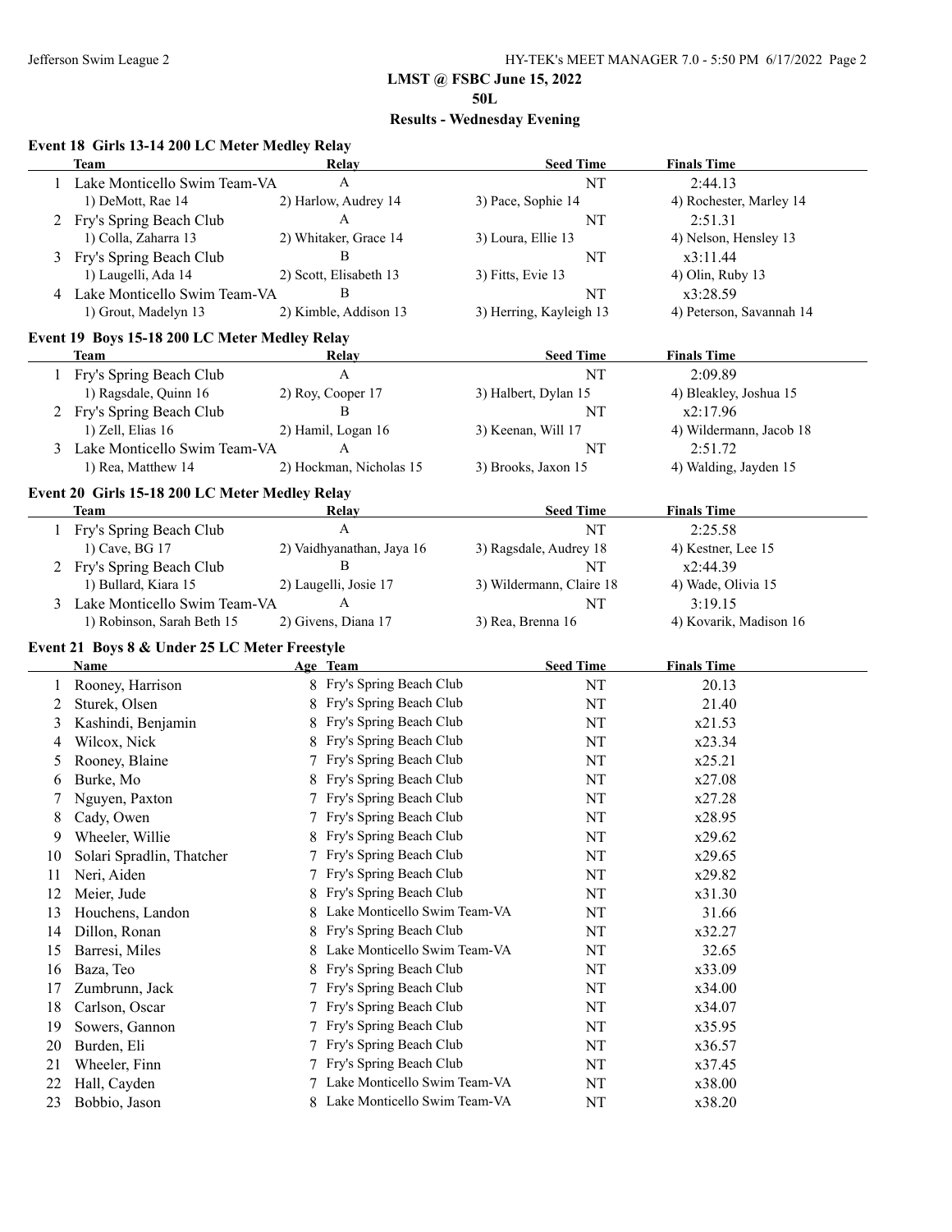## LMST @ FSBC June 15, 2022

### 50L

### Results - Wednesday Evening

#### Event 18 Girls 13-14 200 LC Meter Medley Relay

| | Team | Relay | Seed Time | Finals Time |
|---|---|---|---|---|
| 1 | Lake Monticello Swim Team-VA | A | NT | 2:44.13 |
| | 1) DeMott, Rae 14 | 2) Harlow, Audrey 14 | 3) Pace, Sophie 14 | 4) Rochester, Marley 14 |
| 2 | Fry's Spring Beach Club | A | NT | 2:51.31 |
| | 1) Colla, Zaharra 13 | 2) Whitaker, Grace 14 | 3) Loura, Ellie 13 | 4) Nelson, Hensley 13 |
| 3 | Fry's Spring Beach Club | B | NT | x3:11.44 |
| | 1) Laugelli, Ada 14 | 2) Scott, Elisabeth 13 | 3) Fitts, Evie 13 | 4) Olin, Ruby 13 |
| 4 | Lake Monticello Swim Team-VA | B | NT | x3:28.59 |
| | 1) Grout, Madelyn 13 | 2) Kimble, Addison 13 | 3) Herring, Kayleigh 13 | 4) Peterson, Savannah 14 |

#### Event 19 Boys 15-18 200 LC Meter Medley Relay

| | Team | Relay | Seed Time | Finals Time |
|---|---|---|---|---|
| 1 | Fry's Spring Beach Club | A | NT | 2:09.89 |
| | 1) Ragsdale, Quinn 16 | 2) Roy, Cooper 17 | 3) Halbert, Dylan 15 | 4) Bleakley, Joshua 15 |
| 2 | Fry's Spring Beach Club | B | NT | x2:17.96 |
| | 1) Zell, Elias 16 | 2) Hamil, Logan 16 | 3) Keenan, Will 17 | 4) Wildermann, Jacob 18 |
| 3 | Lake Monticello Swim Team-VA | A | NT | 2:51.72 |
| | 1) Rea, Matthew 14 | 2) Hockman, Nicholas 15 | 3) Brooks, Jaxon 15 | 4) Walding, Jayden 15 |

#### Event 20 Girls 15-18 200 LC Meter Medley Relay

| | Team | Relay | Seed Time | Finals Time |
|---|---|---|---|---|
| 1 | Fry's Spring Beach Club | A | NT | 2:25.58 |
| | 1) Cave, BG 17 | 2) Vaidhyanathan, Jaya 16 | 3) Ragsdale, Audrey 18 | 4) Kestner, Lee 15 |
| 2 | Fry's Spring Beach Club | B | NT | x2:44.39 |
| | 1) Bullard, Kiara 15 | 2) Laugelli, Josie 17 | 3) Wildermann, Claire 18 | 4) Wade, Olivia 15 |
| 3 | Lake Monticello Swim Team-VA | A | NT | 3:19.15 |
| | 1) Robinson, Sarah Beth 15 | 2) Givens, Diana 17 | 3) Rea, Brenna 16 | 4) Kovarik, Madison 16 |

#### Event 21 Boys 8 & Under 25 LC Meter Freestyle

| | Name | Age | Team | Seed Time | Finals Time |
|---|---|---|---|---|---|
| 1 | Rooney, Harrison | 8 | Fry's Spring Beach Club | NT | 20.13 |
| 2 | Sturek, Olsen | 8 | Fry's Spring Beach Club | NT | 21.40 |
| 3 | Kashindi, Benjamin | 8 | Fry's Spring Beach Club | NT | x21.53 |
| 4 | Wilcox, Nick | 8 | Fry's Spring Beach Club | NT | x23.34 |
| 5 | Rooney, Blaine | 7 | Fry's Spring Beach Club | NT | x25.21 |
| 6 | Burke, Mo | 8 | Fry's Spring Beach Club | NT | x27.08 |
| 7 | Nguyen, Paxton | 7 | Fry's Spring Beach Club | NT | x27.28 |
| 8 | Cady, Owen | 7 | Fry's Spring Beach Club | NT | x28.95 |
| 9 | Wheeler, Willie | 8 | Fry's Spring Beach Club | NT | x29.62 |
| 10 | Solari Spradlin, Thatcher | 7 | Fry's Spring Beach Club | NT | x29.65 |
| 11 | Neri, Aiden | 7 | Fry's Spring Beach Club | NT | x29.82 |
| 12 | Meier, Jude | 8 | Fry's Spring Beach Club | NT | x31.30 |
| 13 | Houchens, Landon | 8 | Lake Monticello Swim Team-VA | NT | 31.66 |
| 14 | Dillon, Ronan | 8 | Fry's Spring Beach Club | NT | x32.27 |
| 15 | Barresi, Miles | 8 | Lake Monticello Swim Team-VA | NT | 32.65 |
| 16 | Baza, Teo | 8 | Fry's Spring Beach Club | NT | x33.09 |
| 17 | Zumbrunn, Jack | 7 | Fry's Spring Beach Club | NT | x34.00 |
| 18 | Carlson, Oscar | 7 | Fry's Spring Beach Club | NT | x34.07 |
| 19 | Sowers, Gannon | 7 | Fry's Spring Beach Club | NT | x35.95 |
| 20 | Burden, Eli | 7 | Fry's Spring Beach Club | NT | x36.57 |
| 21 | Wheeler, Finn | 7 | Fry's Spring Beach Club | NT | x37.45 |
| 22 | Hall, Cayden | 7 | Lake Monticello Swim Team-VA | NT | x38.00 |
| 23 | Bobbio, Jason | 8 | Lake Monticello Swim Team-VA | NT | x38.20 |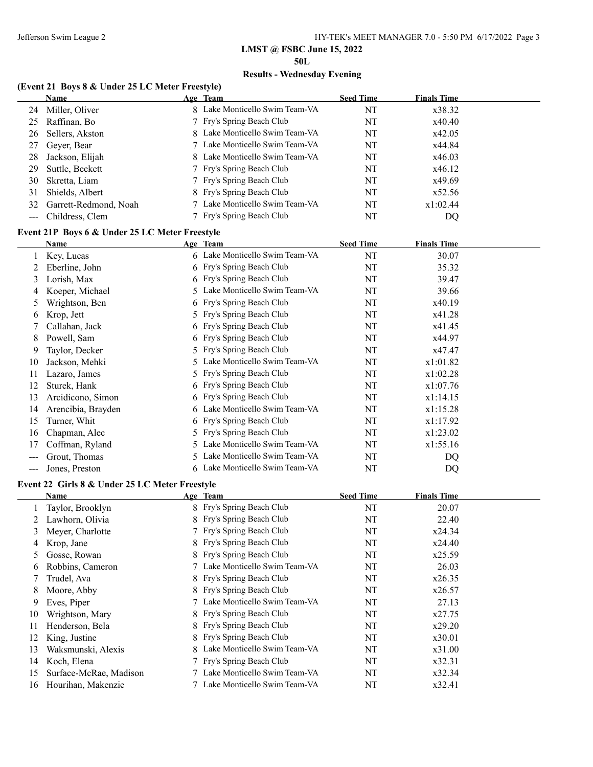# LMST @ FSBC June 15, 2022

## 50L

## Results - Wednesday Evening

### (Event 21 Boys 8 & Under 25 LC Meter Freestyle)

| | Name | Age | Team | Seed Time | Finals Time |
|---|---|---|---|---|---|
| 24 | Miller, Oliver | 8 | Lake Monticello Swim Team-VA | NT | x38.32 |
| 25 | Raffinan, Bo | 7 | Fry's Spring Beach Club | NT | x40.40 |
| 26 | Sellers, Akston | 8 | Lake Monticello Swim Team-VA | NT | x42.05 |
| 27 | Geyer, Bear | 7 | Lake Monticello Swim Team-VA | NT | x44.84 |
| 28 | Jackson, Elijah | 8 | Lake Monticello Swim Team-VA | NT | x46.03 |
| 29 | Suttle, Beckett | 7 | Fry's Spring Beach Club | NT | x46.12 |
| 30 | Skretta, Liam | 7 | Fry's Spring Beach Club | NT | x49.69 |
| 31 | Shields, Albert | 8 | Fry's Spring Beach Club | NT | x52.56 |
| 32 | Garrett-Redmond, Noah | 7 | Lake Monticello Swim Team-VA | NT | x1:02.44 |
| --- | Childress, Clem | 7 | Fry's Spring Beach Club | NT | DQ |

### Event 21P Boys 6 & Under 25 LC Meter Freestyle

| | Name | Age | Team | Seed Time | Finals Time |
|---|---|---|---|---|---|
| 1 | Key, Lucas | 6 | Lake Monticello Swim Team-VA | NT | 30.07 |
| 2 | Eberline, John | 6 | Fry's Spring Beach Club | NT | 35.32 |
| 3 | Lorish, Max | 6 | Fry's Spring Beach Club | NT | 39.47 |
| 4 | Koeper, Michael | 5 | Lake Monticello Swim Team-VA | NT | 39.66 |
| 5 | Wrightson, Ben | 6 | Fry's Spring Beach Club | NT | x40.19 |
| 6 | Krop, Jett | 5 | Fry's Spring Beach Club | NT | x41.28 |
| 7 | Callahan, Jack | 6 | Fry's Spring Beach Club | NT | x41.45 |
| 8 | Powell, Sam | 6 | Fry's Spring Beach Club | NT | x44.97 |
| 9 | Taylor, Decker | 5 | Fry's Spring Beach Club | NT | x47.47 |
| 10 | Jackson, Mehki | 5 | Lake Monticello Swim Team-VA | NT | x1:01.82 |
| 11 | Lazaro, James | 5 | Fry's Spring Beach Club | NT | x1:02.28 |
| 12 | Sturek, Hank | 6 | Fry's Spring Beach Club | NT | x1:07.76 |
| 13 | Arcidicono, Simon | 6 | Fry's Spring Beach Club | NT | x1:14.15 |
| 14 | Arencibia, Brayden | 6 | Lake Monticello Swim Team-VA | NT | x1:15.28 |
| 15 | Turner, Whit | 6 | Fry's Spring Beach Club | NT | x1:17.92 |
| 16 | Chapman, Alec | 5 | Fry's Spring Beach Club | NT | x1:23.02 |
| 17 | Coffman, Ryland | 5 | Lake Monticello Swim Team-VA | NT | x1:55.16 |
| --- | Grout, Thomas | 5 | Lake Monticello Swim Team-VA | NT | DQ |
| --- | Jones, Preston | 6 | Lake Monticello Swim Team-VA | NT | DQ |

### Event 22 Girls 8 & Under 25 LC Meter Freestyle

| | Name | Age | Team | Seed Time | Finals Time |
|---|---|---|---|---|---|
| 1 | Taylor, Brooklyn | 8 | Fry's Spring Beach Club | NT | 20.07 |
| 2 | Lawhorn, Olivia | 8 | Fry's Spring Beach Club | NT | 22.40 |
| 3 | Meyer, Charlotte | 7 | Fry's Spring Beach Club | NT | x24.34 |
| 4 | Krop, Jane | 8 | Fry's Spring Beach Club | NT | x24.40 |
| 5 | Gosse, Rowan | 8 | Fry's Spring Beach Club | NT | x25.59 |
| 6 | Robbins, Cameron | 7 | Lake Monticello Swim Team-VA | NT | 26.03 |
| 7 | Trudel, Ava | 8 | Fry's Spring Beach Club | NT | x26.35 |
| 8 | Moore, Abby | 8 | Fry's Spring Beach Club | NT | x26.57 |
| 9 | Eves, Piper | 7 | Lake Monticello Swim Team-VA | NT | 27.13 |
| 10 | Wrightson, Mary | 8 | Fry's Spring Beach Club | NT | x27.75 |
| 11 | Henderson, Bela | 8 | Fry's Spring Beach Club | NT | x29.20 |
| 12 | King, Justine | 8 | Fry's Spring Beach Club | NT | x30.01 |
| 13 | Waksmunski, Alexis | 8 | Lake Monticello Swim Team-VA | NT | x31.00 |
| 14 | Koch, Elena | 7 | Fry's Spring Beach Club | NT | x32.31 |
| 15 | Surface-McRae, Madison | 7 | Lake Monticello Swim Team-VA | NT | x32.34 |
| 16 | Hourihan, Makenzie | 7 | Lake Monticello Swim Team-VA | NT | x32.41 |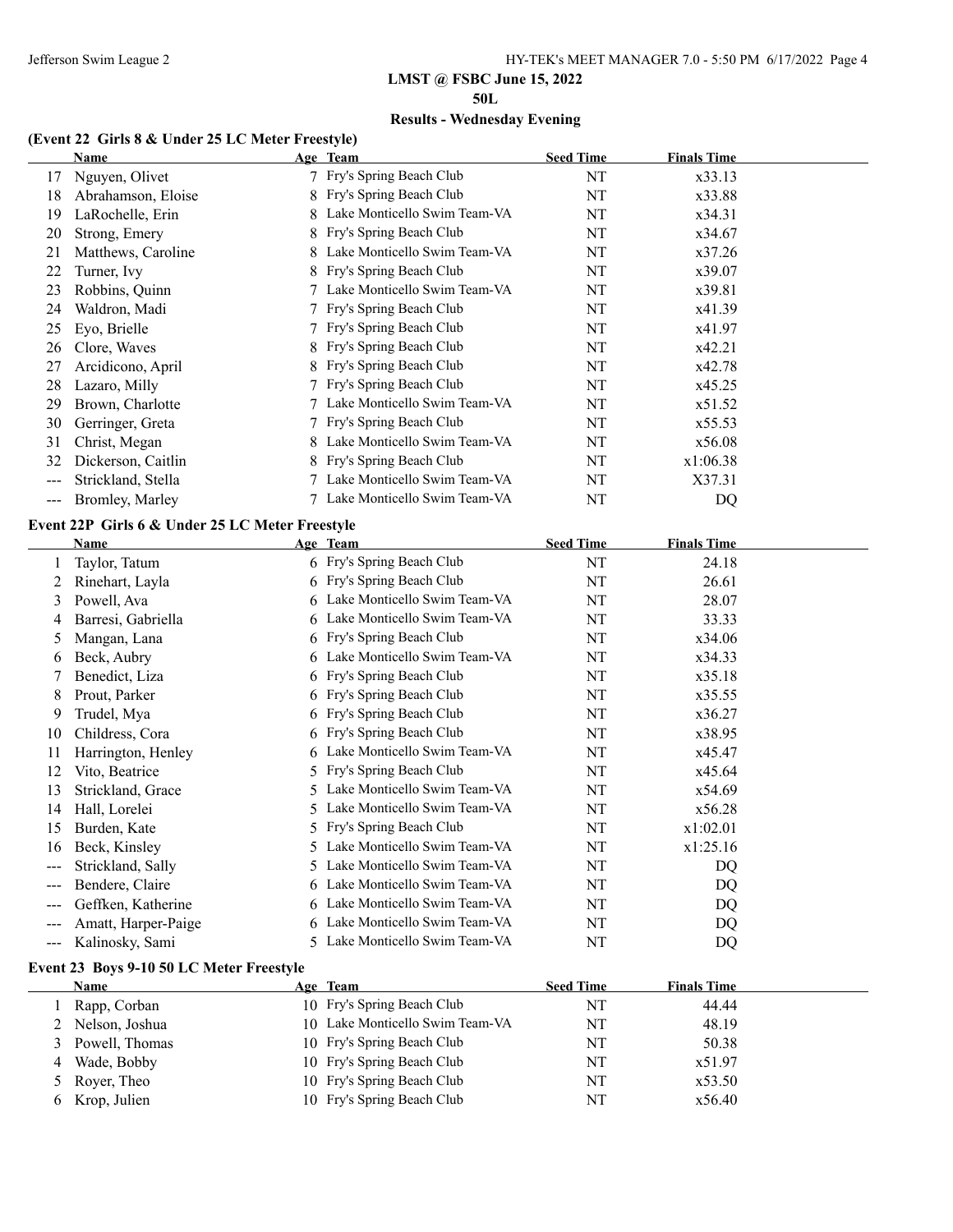**LMST @ FSBC June 15, 2022**

**50L**

**Results - Wednesday Evening**

### (Event 22 Girls 8 & Under 25 LC Meter Freestyle)

| | Name | Age | Team | Seed Time | Finals Time |
|---|---|---|---|---|---|
| 17 | Nguyen, Olivet | 7 | Fry's Spring Beach Club | NT | x33.13 |
| 18 | Abrahamson, Eloise | 8 | Fry's Spring Beach Club | NT | x33.88 |
| 19 | LaRochelle, Erin | 8 | Lake Monticello Swim Team-VA | NT | x34.31 |
| 20 | Strong, Emery | 8 | Fry's Spring Beach Club | NT | x34.67 |
| 21 | Matthews, Caroline | 8 | Lake Monticello Swim Team-VA | NT | x37.26 |
| 22 | Turner, Ivy | 8 | Fry's Spring Beach Club | NT | x39.07 |
| 23 | Robbins, Quinn | 7 | Lake Monticello Swim Team-VA | NT | x39.81 |
| 24 | Waldron, Madi | 7 | Fry's Spring Beach Club | NT | x41.39 |
| 25 | Eyo, Brielle | 7 | Fry's Spring Beach Club | NT | x41.97 |
| 26 | Clore, Waves | 8 | Fry's Spring Beach Club | NT | x42.21 |
| 27 | Arcidicono, April | 8 | Fry's Spring Beach Club | NT | x42.78 |
| 28 | Lazaro, Milly | 7 | Fry's Spring Beach Club | NT | x45.25 |
| 29 | Brown, Charlotte | 7 | Lake Monticello Swim Team-VA | NT | x51.52 |
| 30 | Gerringer, Greta | 7 | Fry's Spring Beach Club | NT | x55.53 |
| 31 | Christ, Megan | 8 | Lake Monticello Swim Team-VA | NT | x56.08 |
| 32 | Dickerson, Caitlin | 8 | Fry's Spring Beach Club | NT | x1:06.38 |
| --- | Strickland, Stella | 7 | Lake Monticello Swim Team-VA | NT | X37.31 |
| --- | Bromley, Marley | 7 | Lake Monticello Swim Team-VA | NT | DQ |

### Event 22P Girls 6 & Under 25 LC Meter Freestyle

| | Name | Age | Team | Seed Time | Finals Time |
|---|---|---|---|---|---|
| 1 | Taylor, Tatum | 6 | Fry's Spring Beach Club | NT | 24.18 |
| 2 | Rinehart, Layla | 6 | Fry's Spring Beach Club | NT | 26.61 |
| 3 | Powell, Ava | 6 | Lake Monticello Swim Team-VA | NT | 28.07 |
| 4 | Barresi, Gabriella | 6 | Lake Monticello Swim Team-VA | NT | 33.33 |
| 5 | Mangan, Lana | 6 | Fry's Spring Beach Club | NT | x34.06 |
| 6 | Beck, Aubry | 6 | Lake Monticello Swim Team-VA | NT | x34.33 |
| 7 | Benedict, Liza | 6 | Fry's Spring Beach Club | NT | x35.18 |
| 8 | Prout, Parker | 6 | Fry's Spring Beach Club | NT | x35.55 |
| 9 | Trudel, Mya | 6 | Fry's Spring Beach Club | NT | x36.27 |
| 10 | Childress, Cora | 6 | Fry's Spring Beach Club | NT | x38.95 |
| 11 | Harrington, Henley | 6 | Lake Monticello Swim Team-VA | NT | x45.47 |
| 12 | Vito, Beatrice | 5 | Fry's Spring Beach Club | NT | x45.64 |
| 13 | Strickland, Grace | 5 | Lake Monticello Swim Team-VA | NT | x54.69 |
| 14 | Hall, Lorelei | 5 | Lake Monticello Swim Team-VA | NT | x56.28 |
| 15 | Burden, Kate | 5 | Fry's Spring Beach Club | NT | x1:02.01 |
| 16 | Beck, Kinsley | 5 | Lake Monticello Swim Team-VA | NT | x1:25.16 |
| --- | Strickland, Sally | 5 | Lake Monticello Swim Team-VA | NT | DQ |
| --- | Bendere, Claire | 6 | Lake Monticello Swim Team-VA | NT | DQ |
| --- | Geffken, Katherine | 6 | Lake Monticello Swim Team-VA | NT | DQ |
| --- | Amatt, Harper-Paige | 6 | Lake Monticello Swim Team-VA | NT | DQ |
| --- | Kalinosky, Sami | 5 | Lake Monticello Swim Team-VA | NT | DQ |

### Event 23 Boys 9-10 50 LC Meter Freestyle

| | Name | Age | Team | Seed Time | Finals Time |
|---|---|---|---|---|---|
| 1 | Rapp, Corban | 10 | Fry's Spring Beach Club | NT | 44.44 |
| 2 | Nelson, Joshua | 10 | Lake Monticello Swim Team-VA | NT | 48.19 |
| 3 | Powell, Thomas | 10 | Fry's Spring Beach Club | NT | 50.38 |
| 4 | Wade, Bobby | 10 | Fry's Spring Beach Club | NT | x51.97 |
| 5 | Royer, Theo | 10 | Fry's Spring Beach Club | NT | x53.50 |
| 6 | Krop, Julien | 10 | Fry's Spring Beach Club | NT | x56.40 |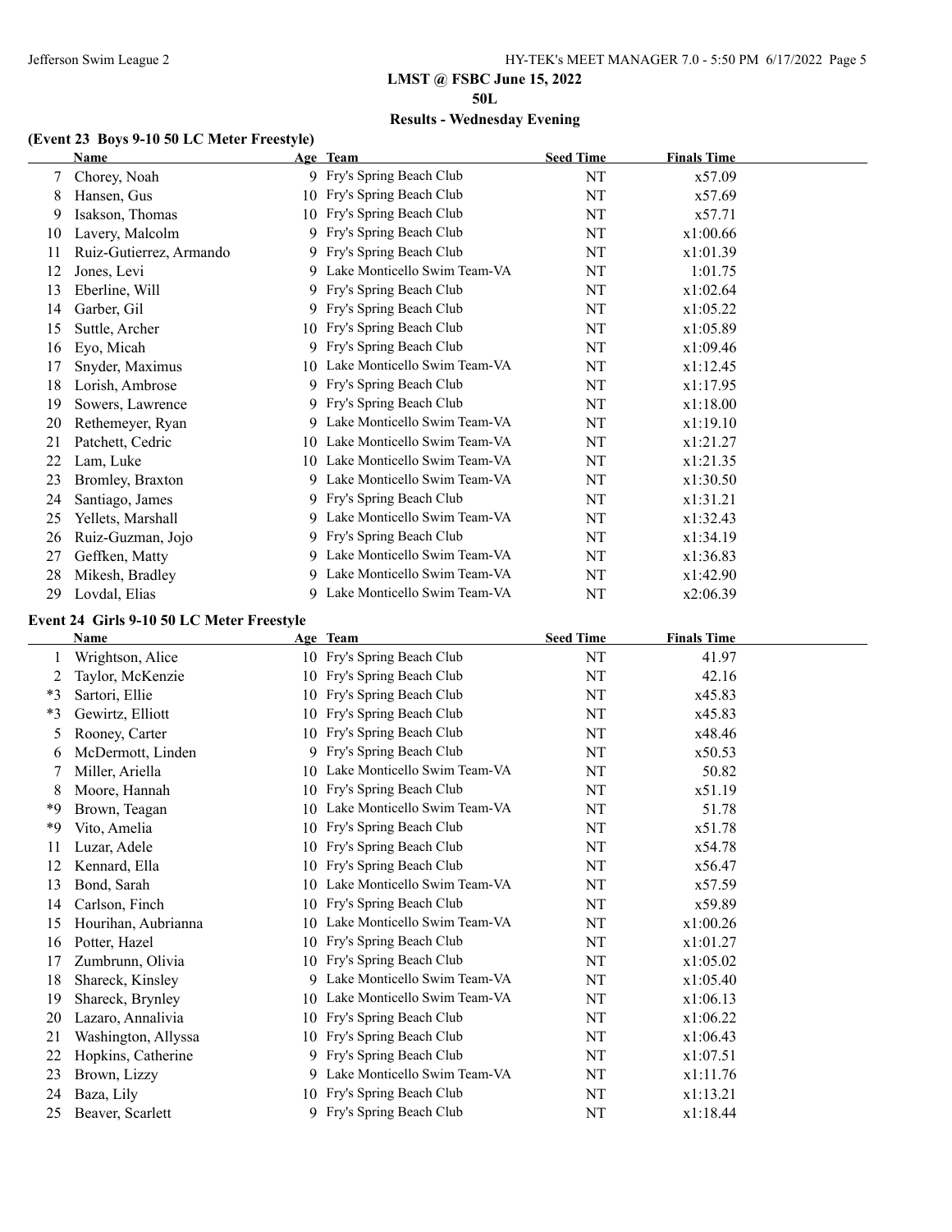# LMST @ FSBC June 15, 2022

## 50L

## Results - Wednesday Evening

### (Event 23 Boys 9-10 50 LC Meter Freestyle)

| | Name | Age | Team | Seed Time | Finals Time |
|---|---|---|---|---|---|
| 7 | Chorey, Noah | 9 | Fry's Spring Beach Club | NT | x57.09 |
| 8 | Hansen, Gus | 10 | Fry's Spring Beach Club | NT | x57.69 |
| 9 | Isakson, Thomas | 10 | Fry's Spring Beach Club | NT | x57.71 |
| 10 | Lavery, Malcolm | 9 | Fry's Spring Beach Club | NT | x1:00.66 |
| 11 | Ruiz-Gutierrez, Armando | 9 | Fry's Spring Beach Club | NT | x1:01.39 |
| 12 | Jones, Levi | 9 | Lake Monticello Swim Team-VA | NT | 1:01.75 |
| 13 | Eberline, Will | 9 | Fry's Spring Beach Club | NT | x1:02.64 |
| 14 | Garber, Gil | 9 | Fry's Spring Beach Club | NT | x1:05.22 |
| 15 | Suttle, Archer | 10 | Fry's Spring Beach Club | NT | x1:05.89 |
| 16 | Eyo, Micah | 9 | Fry's Spring Beach Club | NT | x1:09.46 |
| 17 | Snyder, Maximus | 10 | Lake Monticello Swim Team-VA | NT | x1:12.45 |
| 18 | Lorish, Ambrose | 9 | Fry's Spring Beach Club | NT | x1:17.95 |
| 19 | Sowers, Lawrence | 9 | Fry's Spring Beach Club | NT | x1:18.00 |
| 20 | Rethemeyer, Ryan | 9 | Lake Monticello Swim Team-VA | NT | x1:19.10 |
| 21 | Patchett, Cedric | 10 | Lake Monticello Swim Team-VA | NT | x1:21.27 |
| 22 | Lam, Luke | 10 | Lake Monticello Swim Team-VA | NT | x1:21.35 |
| 23 | Bromley, Braxton | 9 | Lake Monticello Swim Team-VA | NT | x1:30.50 |
| 24 | Santiago, James | 9 | Fry's Spring Beach Club | NT | x1:31.21 |
| 25 | Yellets, Marshall | 9 | Lake Monticello Swim Team-VA | NT | x1:32.43 |
| 26 | Ruiz-Guzman, Jojo | 9 | Fry's Spring Beach Club | NT | x1:34.19 |
| 27 | Geffken, Matty | 9 | Lake Monticello Swim Team-VA | NT | x1:36.83 |
| 28 | Mikesh, Bradley | 9 | Lake Monticello Swim Team-VA | NT | x1:42.90 |
| 29 | Lovdal, Elias | 9 | Lake Monticello Swim Team-VA | NT | x2:06.39 |

### Event 24 Girls 9-10 50 LC Meter Freestyle

| | Name | Age | Team | Seed Time | Finals Time |
|---|---|---|---|---|---|
| 1 | Wrightson, Alice | 10 | Fry's Spring Beach Club | NT | 41.97 |
| 2 | Taylor, McKenzie | 10 | Fry's Spring Beach Club | NT | 42.16 |
| *3 | Sartori, Ellie | 10 | Fry's Spring Beach Club | NT | x45.83 |
| *3 | Gewirtz, Elliott | 10 | Fry's Spring Beach Club | NT | x45.83 |
| 5 | Rooney, Carter | 10 | Fry's Spring Beach Club | NT | x48.46 |
| 6 | McDermott, Linden | 9 | Fry's Spring Beach Club | NT | x50.53 |
| 7 | Miller, Ariella | 10 | Lake Monticello Swim Team-VA | NT | 50.82 |
| 8 | Moore, Hannah | 10 | Fry's Spring Beach Club | NT | x51.19 |
| *9 | Brown, Teagan | 10 | Lake Monticello Swim Team-VA | NT | 51.78 |
| *9 | Vito, Amelia | 10 | Fry's Spring Beach Club | NT | x51.78 |
| 11 | Luzar, Adele | 10 | Fry's Spring Beach Club | NT | x54.78 |
| 12 | Kennard, Ella | 10 | Fry's Spring Beach Club | NT | x56.47 |
| 13 | Bond, Sarah | 10 | Lake Monticello Swim Team-VA | NT | x57.59 |
| 14 | Carlson, Finch | 10 | Fry's Spring Beach Club | NT | x59.89 |
| 15 | Hourihan, Aubrianna | 10 | Lake Monticello Swim Team-VA | NT | x1:00.26 |
| 16 | Potter, Hazel | 10 | Fry's Spring Beach Club | NT | x1:01.27 |
| 17 | Zumbrunn, Olivia | 10 | Fry's Spring Beach Club | NT | x1:05.02 |
| 18 | Shareck, Kinsley | 9 | Lake Monticello Swim Team-VA | NT | x1:05.40 |
| 19 | Shareck, Brynley | 10 | Lake Monticello Swim Team-VA | NT | x1:06.13 |
| 20 | Lazaro, Annalivia | 10 | Fry's Spring Beach Club | NT | x1:06.22 |
| 21 | Washington, Allyssa | 10 | Fry's Spring Beach Club | NT | x1:06.43 |
| 22 | Hopkins, Catherine | 9 | Fry's Spring Beach Club | NT | x1:07.51 |
| 23 | Brown, Lizzy | 9 | Lake Monticello Swim Team-VA | NT | x1:11.76 |
| 24 | Baza, Lily | 10 | Fry's Spring Beach Club | NT | x1:13.21 |
| 25 | Beaver, Scarlett | 9 | Fry's Spring Beach Club | NT | x1:18.44 |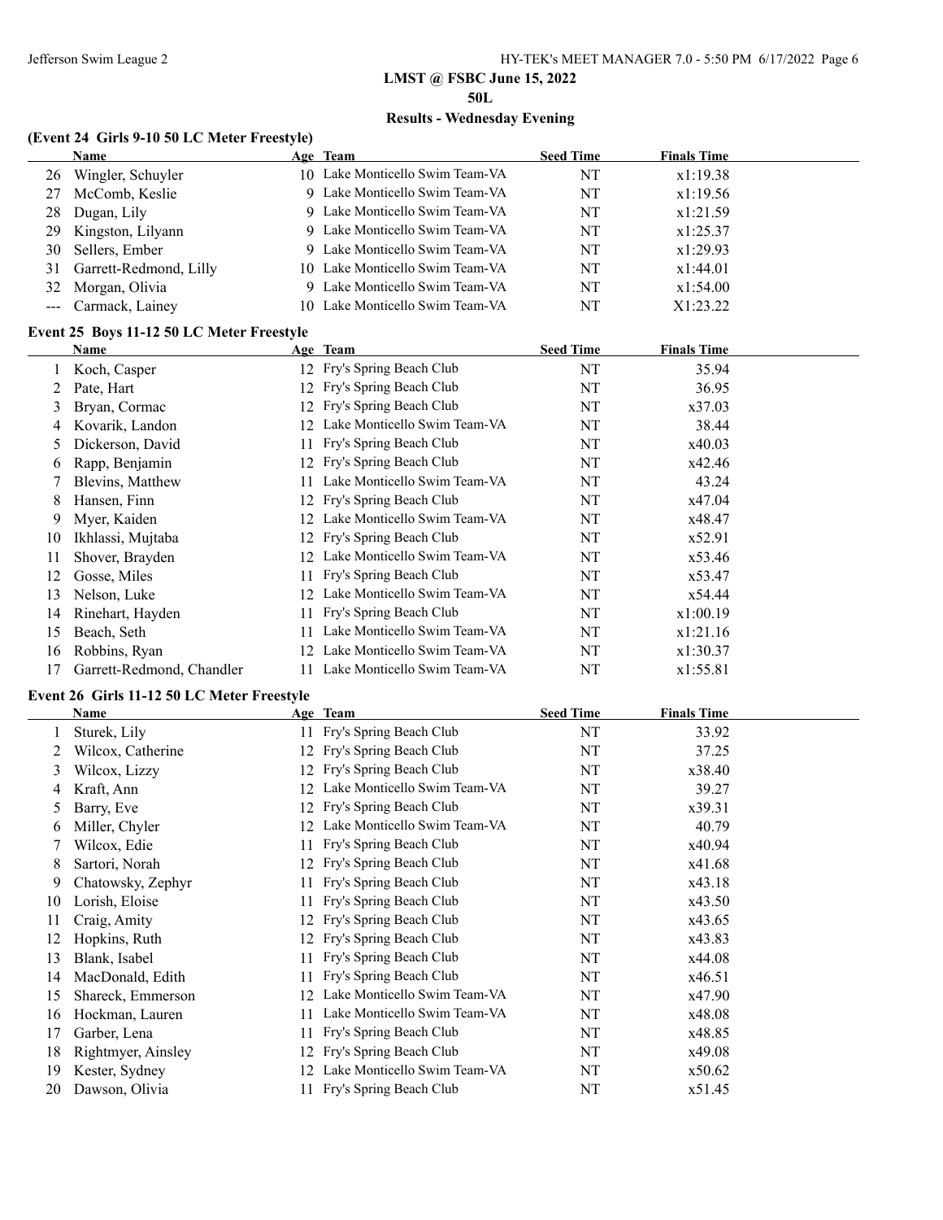# LMST @ FSBC June 15, 2022

## 50L

## Results - Wednesday Evening

### (Event 24 Girls 9-10 50 LC Meter Freestyle)

| | Name | Age | Team | Seed Time | Finals Time |
|---|---|---|---|---|---|
| 26 | Wingler, Schuyler | 10 | Lake Monticello Swim Team-VA | NT | x1:19.38 |
| 27 | McComb, Keslie | 9 | Lake Monticello Swim Team-VA | NT | x1:19.56 |
| 28 | Dugan, Lily | 9 | Lake Monticello Swim Team-VA | NT | x1:21.59 |
| 29 | Kingston, Lilyann | 9 | Lake Monticello Swim Team-VA | NT | x1:25.37 |
| 30 | Sellers, Ember | 9 | Lake Monticello Swim Team-VA | NT | x1:29.93 |
| 31 | Garrett-Redmond, Lilly | 10 | Lake Monticello Swim Team-VA | NT | x1:44.01 |
| 32 | Morgan, Olivia | 9 | Lake Monticello Swim Team-VA | NT | x1:54.00 |
| --- | Carmack, Lainey | 10 | Lake Monticello Swim Team-VA | NT | X1:23.22 |

### Event 25 Boys 11-12 50 LC Meter Freestyle

| | Name | Age | Team | Seed Time | Finals Time |
|---|---|---|---|---|---|
| 1 | Koch, Casper | 12 | Fry's Spring Beach Club | NT | 35.94 |
| 2 | Pate, Hart | 12 | Fry's Spring Beach Club | NT | 36.95 |
| 3 | Bryan, Cormac | 12 | Fry's Spring Beach Club | NT | x37.03 |
| 4 | Kovarik, Landon | 12 | Lake Monticello Swim Team-VA | NT | 38.44 |
| 5 | Dickerson, David | 11 | Fry's Spring Beach Club | NT | x40.03 |
| 6 | Rapp, Benjamin | 12 | Fry's Spring Beach Club | NT | x42.46 |
| 7 | Blevins, Matthew | 11 | Lake Monticello Swim Team-VA | NT | 43.24 |
| 8 | Hansen, Finn | 12 | Fry's Spring Beach Club | NT | x47.04 |
| 9 | Myer, Kaiden | 12 | Lake Monticello Swim Team-VA | NT | x48.47 |
| 10 | Ikhlassi, Mujtaba | 12 | Fry's Spring Beach Club | NT | x52.91 |
| 11 | Shover, Brayden | 12 | Lake Monticello Swim Team-VA | NT | x53.46 |
| 12 | Gosse, Miles | 11 | Fry's Spring Beach Club | NT | x53.47 |
| 13 | Nelson, Luke | 12 | Lake Monticello Swim Team-VA | NT | x54.44 |
| 14 | Rinehart, Hayden | 11 | Fry's Spring Beach Club | NT | x1:00.19 |
| 15 | Beach, Seth | 11 | Lake Monticello Swim Team-VA | NT | x1:21.16 |
| 16 | Robbins, Ryan | 12 | Lake Monticello Swim Team-VA | NT | x1:30.37 |
| 17 | Garrett-Redmond, Chandler | 11 | Lake Monticello Swim Team-VA | NT | x1:55.81 |

### Event 26 Girls 11-12 50 LC Meter Freestyle

| | Name | Age | Team | Seed Time | Finals Time |
|---|---|---|---|---|---|
| 1 | Sturek, Lily | 11 | Fry's Spring Beach Club | NT | 33.92 |
| 2 | Wilcox, Catherine | 12 | Fry's Spring Beach Club | NT | 37.25 |
| 3 | Wilcox, Lizzy | 12 | Fry's Spring Beach Club | NT | x38.40 |
| 4 | Kraft, Ann | 12 | Lake Monticello Swim Team-VA | NT | 39.27 |
| 5 | Barry, Eve | 12 | Fry's Spring Beach Club | NT | x39.31 |
| 6 | Miller, Chyler | 12 | Lake Monticello Swim Team-VA | NT | 40.79 |
| 7 | Wilcox, Edie | 11 | Fry's Spring Beach Club | NT | x40.94 |
| 8 | Sartori, Norah | 12 | Fry's Spring Beach Club | NT | x41.68 |
| 9 | Chatowsky, Zephyr | 11 | Fry's Spring Beach Club | NT | x43.18 |
| 10 | Lorish, Eloise | 11 | Fry's Spring Beach Club | NT | x43.50 |
| 11 | Craig, Amity | 12 | Fry's Spring Beach Club | NT | x43.65 |
| 12 | Hopkins, Ruth | 12 | Fry's Spring Beach Club | NT | x43.83 |
| 13 | Blank, Isabel | 11 | Fry's Spring Beach Club | NT | x44.08 |
| 14 | MacDonald, Edith | 11 | Fry's Spring Beach Club | NT | x46.51 |
| 15 | Shareck, Emmerson | 12 | Lake Monticello Swim Team-VA | NT | x47.90 |
| 16 | Hockman, Lauren | 11 | Lake Monticello Swim Team-VA | NT | x48.08 |
| 17 | Garber, Lena | 11 | Fry's Spring Beach Club | NT | x48.85 |
| 18 | Rightmyer, Ainsley | 12 | Fry's Spring Beach Club | NT | x49.08 |
| 19 | Kester, Sydney | 12 | Lake Monticello Swim Team-VA | NT | x50.62 |
| 20 | Dawson, Olivia | 11 | Fry's Spring Beach Club | NT | x51.45 |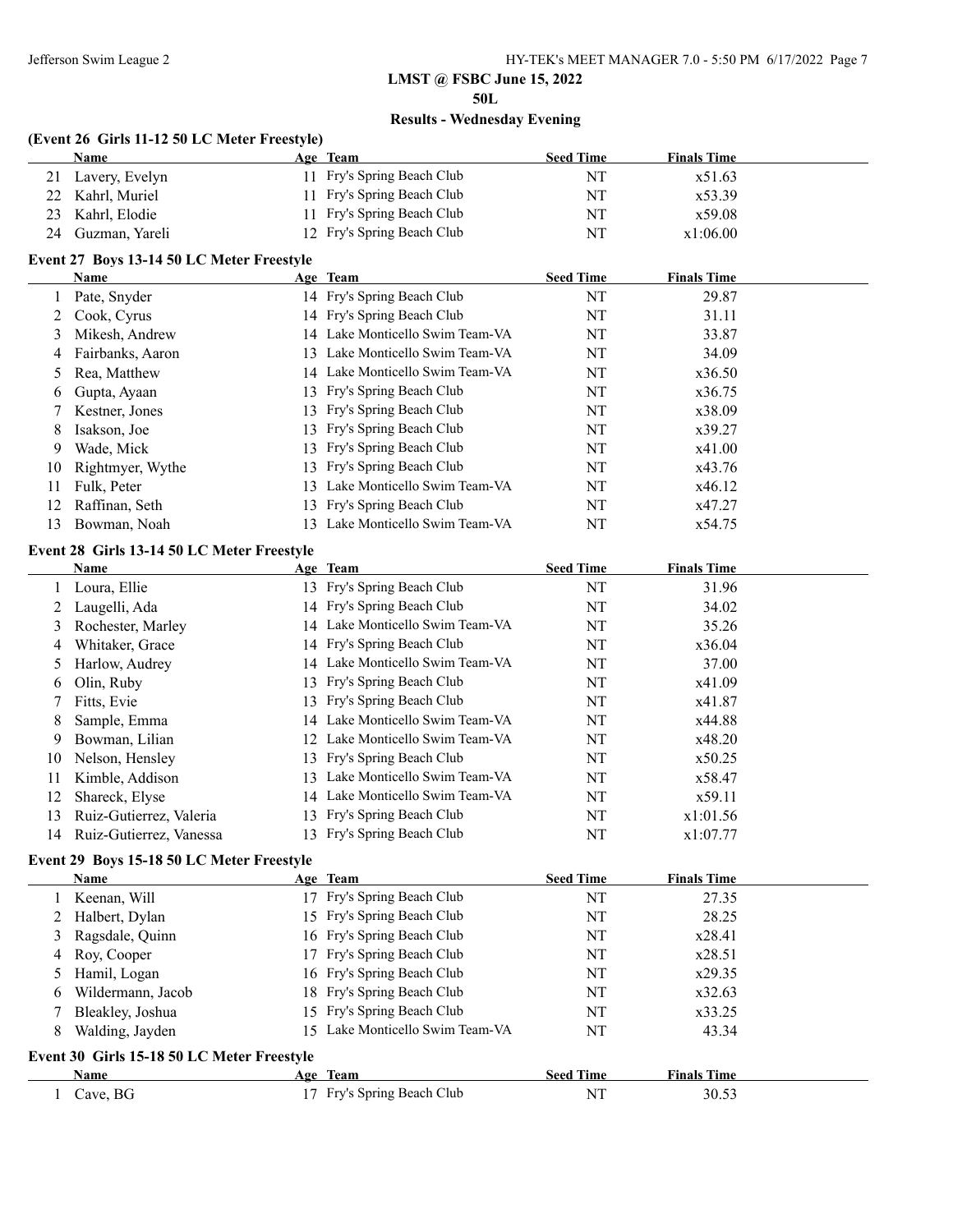## LMST @ FSBC June 15, 2022

### 50L

### Results - Wednesday Evening

#### (Event 26 Girls 11-12 50 LC Meter Freestyle)

| | Name | Age | Team | Seed Time | Finals Time |
|---|---|---|---|---|---|
| 21 | Lavery, Evelyn | 11 | Fry's Spring Beach Club | NT | x51.63 |
| 22 | Kahrl, Muriel | 11 | Fry's Spring Beach Club | NT | x53.39 |
| 23 | Kahrl, Elodie | 11 | Fry's Spring Beach Club | NT | x59.08 |
| 24 | Guzman, Yareli | 12 | Fry's Spring Beach Club | NT | x1:06.00 |

#### Event 27 Boys 13-14 50 LC Meter Freestyle

| | Name | Age | Team | Seed Time | Finals Time |
|---|---|---|---|---|---|
| 1 | Pate, Snyder | 14 | Fry's Spring Beach Club | NT | 29.87 |
| 2 | Cook, Cyrus | 14 | Fry's Spring Beach Club | NT | 31.11 |
| 3 | Mikesh, Andrew | 14 | Lake Monticello Swim Team-VA | NT | 33.87 |
| 4 | Fairbanks, Aaron | 13 | Lake Monticello Swim Team-VA | NT | 34.09 |
| 5 | Rea, Matthew | 14 | Lake Monticello Swim Team-VA | NT | x36.50 |
| 6 | Gupta, Ayaan | 13 | Fry's Spring Beach Club | NT | x36.75 |
| 7 | Kestner, Jones | 13 | Fry's Spring Beach Club | NT | x38.09 |
| 8 | Isakson, Joe | 13 | Fry's Spring Beach Club | NT | x39.27 |
| 9 | Wade, Mick | 13 | Fry's Spring Beach Club | NT | x41.00 |
| 10 | Rightmyer, Wythe | 13 | Fry's Spring Beach Club | NT | x43.76 |
| 11 | Fulk, Peter | 13 | Lake Monticello Swim Team-VA | NT | x46.12 |
| 12 | Raffinan, Seth | 13 | Fry's Spring Beach Club | NT | x47.27 |
| 13 | Bowman, Noah | 13 | Lake Monticello Swim Team-VA | NT | x54.75 |

#### Event 28 Girls 13-14 50 LC Meter Freestyle

| | Name | Age | Team | Seed Time | Finals Time |
|---|---|---|---|---|---|
| 1 | Loura, Ellie | 13 | Fry's Spring Beach Club | NT | 31.96 |
| 2 | Laugelli, Ada | 14 | Fry's Spring Beach Club | NT | 34.02 |
| 3 | Rochester, Marley | 14 | Lake Monticello Swim Team-VA | NT | 35.26 |
| 4 | Whitaker, Grace | 14 | Fry's Spring Beach Club | NT | x36.04 |
| 5 | Harlow, Audrey | 14 | Lake Monticello Swim Team-VA | NT | 37.00 |
| 6 | Olin, Ruby | 13 | Fry's Spring Beach Club | NT | x41.09 |
| 7 | Fitts, Evie | 13 | Fry's Spring Beach Club | NT | x41.87 |
| 8 | Sample, Emma | 14 | Lake Monticello Swim Team-VA | NT | x44.88 |
| 9 | Bowman, Lilian | 12 | Lake Monticello Swim Team-VA | NT | x48.20 |
| 10 | Nelson, Hensley | 13 | Fry's Spring Beach Club | NT | x50.25 |
| 11 | Kimble, Addison | 13 | Lake Monticello Swim Team-VA | NT | x58.47 |
| 12 | Shareck, Elyse | 14 | Lake Monticello Swim Team-VA | NT | x59.11 |
| 13 | Ruiz-Gutierrez, Valeria | 13 | Fry's Spring Beach Club | NT | x1:01.56 |
| 14 | Ruiz-Gutierrez, Vanessa | 13 | Fry's Spring Beach Club | NT | x1:07.77 |

#### Event 29 Boys 15-18 50 LC Meter Freestyle

| | Name | Age | Team | Seed Time | Finals Time |
|---|---|---|---|---|---|
| 1 | Keenan, Will | 17 | Fry's Spring Beach Club | NT | 27.35 |
| 2 | Halbert, Dylan | 15 | Fry's Spring Beach Club | NT | 28.25 |
| 3 | Ragsdale, Quinn | 16 | Fry's Spring Beach Club | NT | x28.41 |
| 4 | Roy, Cooper | 17 | Fry's Spring Beach Club | NT | x28.51 |
| 5 | Hamil, Logan | 16 | Fry's Spring Beach Club | NT | x29.35 |
| 6 | Wildermann, Jacob | 18 | Fry's Spring Beach Club | NT | x32.63 |
| 7 | Bleakley, Joshua | 15 | Fry's Spring Beach Club | NT | x33.25 |
| 8 | Walding, Jayden | 15 | Lake Monticello Swim Team-VA | NT | 43.34 |

#### Event 30 Girls 15-18 50 LC Meter Freestyle

| | Name | Age | Team | Seed Time | Finals Time |
|---|---|---|---|---|---|
| 1 | Cave, BG | 17 | Fry's Spring Beach Club | NT | 30.53 |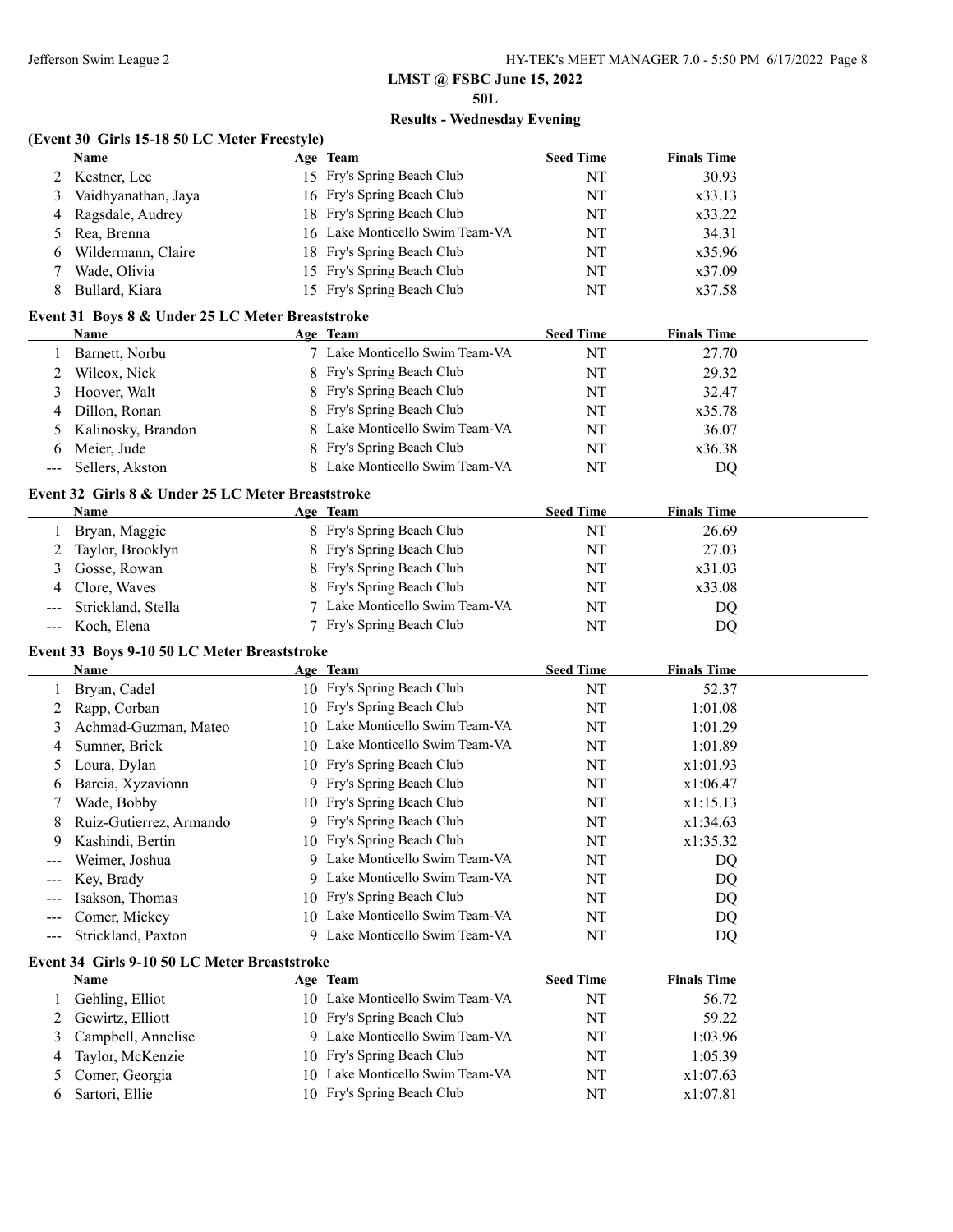**LMST @ FSBC June 15, 2022**

**50L**

**Results - Wednesday Evening**

### (Event 30 Girls 15-18 50 LC Meter Freestyle)

| | Name | Age | Team | Seed Time | Finals Time |
|---|---|---|---|---|---|
| 2 | Kestner, Lee | 15 | Fry's Spring Beach Club | NT | 30.93 |
| 3 | Vaidhyanathan, Jaya | 16 | Fry's Spring Beach Club | NT | x33.13 |
| 4 | Ragsdale, Audrey | 18 | Fry's Spring Beach Club | NT | x33.22 |
| 5 | Rea, Brenna | 16 | Lake Monticello Swim Team-VA | NT | 34.31 |
| 6 | Wildermann, Claire | 18 | Fry's Spring Beach Club | NT | x35.96 |
| 7 | Wade, Olivia | 15 | Fry's Spring Beach Club | NT | x37.09 |
| 8 | Bullard, Kiara | 15 | Fry's Spring Beach Club | NT | x37.58 |

### Event 31 Boys 8 & Under 25 LC Meter Breaststroke

| | Name | Age | Team | Seed Time | Finals Time |
|---|---|---|---|---|---|
| 1 | Barnett, Norbu | 7 | Lake Monticello Swim Team-VA | NT | 27.70 |
| 2 | Wilcox, Nick | 8 | Fry's Spring Beach Club | NT | 29.32 |
| 3 | Hoover, Walt | 8 | Fry's Spring Beach Club | NT | 32.47 |
| 4 | Dillon, Ronan | 8 | Fry's Spring Beach Club | NT | x35.78 |
| 5 | Kalinosky, Brandon | 8 | Lake Monticello Swim Team-VA | NT | 36.07 |
| 6 | Meier, Jude | 8 | Fry's Spring Beach Club | NT | x36.38 |
| --- | Sellers, Akston | 8 | Lake Monticello Swim Team-VA | NT | DQ |

### Event 32 Girls 8 & Under 25 LC Meter Breaststroke

| | Name | Age | Team | Seed Time | Finals Time |
|---|---|---|---|---|---|
| 1 | Bryan, Maggie | 8 | Fry's Spring Beach Club | NT | 26.69 |
| 2 | Taylor, Brooklyn | 8 | Fry's Spring Beach Club | NT | 27.03 |
| 3 | Gosse, Rowan | 8 | Fry's Spring Beach Club | NT | x31.03 |
| 4 | Clore, Waves | 8 | Fry's Spring Beach Club | NT | x33.08 |
| --- | Strickland, Stella | 7 | Lake Monticello Swim Team-VA | NT | DQ |
| --- | Koch, Elena | 7 | Fry's Spring Beach Club | NT | DQ |

### Event 33 Boys 9-10 50 LC Meter Breaststroke

| | Name | Age | Team | Seed Time | Finals Time |
|---|---|---|---|---|---|
| 1 | Bryan, Cadel | 10 | Fry's Spring Beach Club | NT | 52.37 |
| 2 | Rapp, Corban | 10 | Fry's Spring Beach Club | NT | 1:01.08 |
| 3 | Achmad-Guzman, Mateo | 10 | Lake Monticello Swim Team-VA | NT | 1:01.29 |
| 4 | Sumner, Brick | 10 | Lake Monticello Swim Team-VA | NT | 1:01.89 |
| 5 | Loura, Dylan | 10 | Fry's Spring Beach Club | NT | x1:01.93 |
| 6 | Barcia, Xyzavionn | 9 | Fry's Spring Beach Club | NT | x1:06.47 |
| 7 | Wade, Bobby | 10 | Fry's Spring Beach Club | NT | x1:15.13 |
| 8 | Ruiz-Gutierrez, Armando | 9 | Fry's Spring Beach Club | NT | x1:34.63 |
| 9 | Kashindi, Bertin | 10 | Fry's Spring Beach Club | NT | x1:35.32 |
| --- | Weimer, Joshua | 9 | Lake Monticello Swim Team-VA | NT | DQ |
| --- | Key, Brady | 9 | Lake Monticello Swim Team-VA | NT | DQ |
| --- | Isakson, Thomas | 10 | Fry's Spring Beach Club | NT | DQ |
| --- | Comer, Mickey | 10 | Lake Monticello Swim Team-VA | NT | DQ |
| --- | Strickland, Paxton | 9 | Lake Monticello Swim Team-VA | NT | DQ |

### Event 34 Girls 9-10 50 LC Meter Breaststroke

| | Name | Age | Team | Seed Time | Finals Time |
|---|---|---|---|---|---|
| 1 | Gehling, Elliot | 10 | Lake Monticello Swim Team-VA | NT | 56.72 |
| 2 | Gewirtz, Elliott | 10 | Fry's Spring Beach Club | NT | 59.22 |
| 3 | Campbell, Annelise | 9 | Lake Monticello Swim Team-VA | NT | 1:03.96 |
| 4 | Taylor, McKenzie | 10 | Fry's Spring Beach Club | NT | 1:05.39 |
| 5 | Comer, Georgia | 10 | Lake Monticello Swim Team-VA | NT | x1:07.63 |
| 6 | Sartori, Ellie | 10 | Fry's Spring Beach Club | NT | x1:07.81 |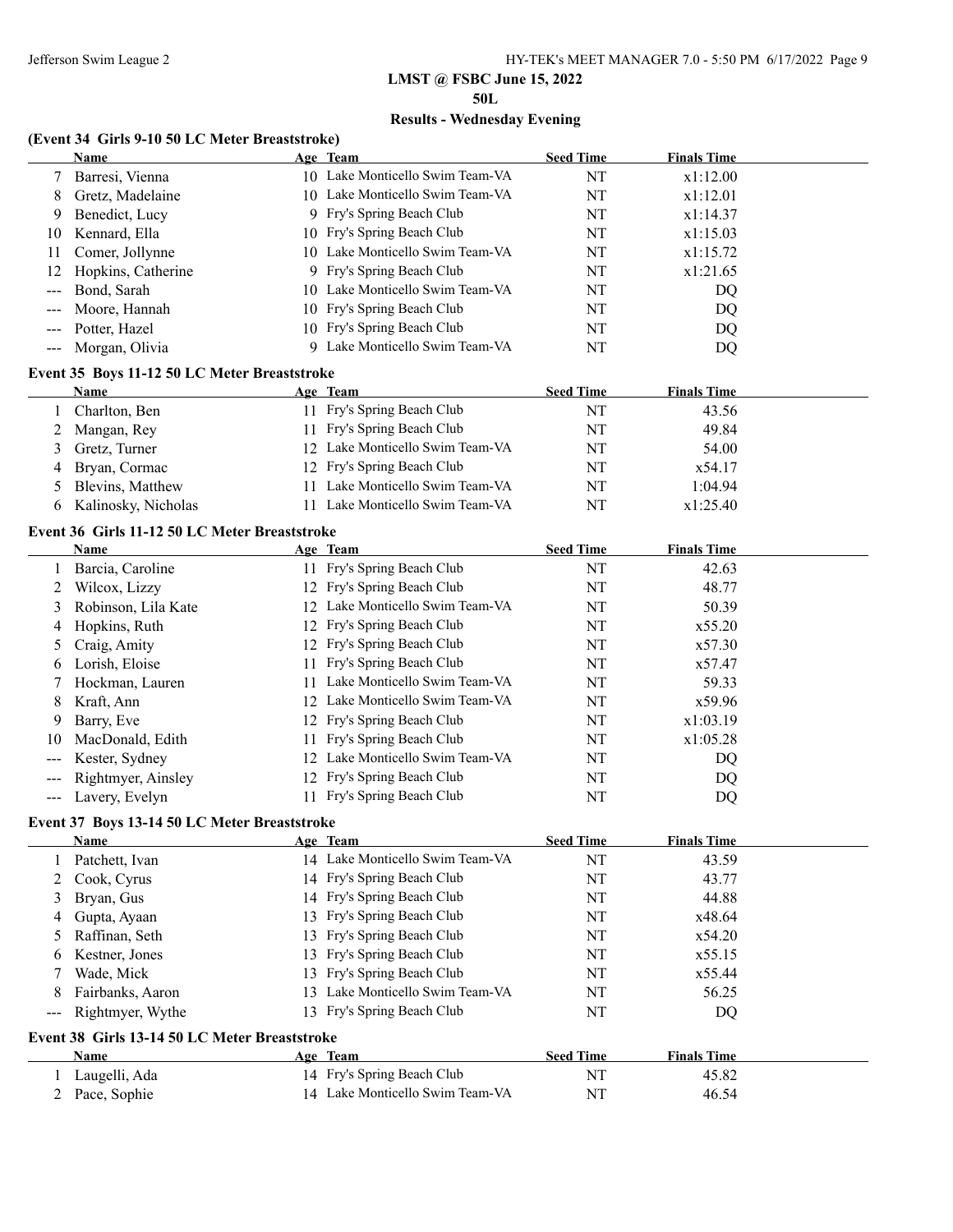**LMST @ FSBC June 15, 2022**

**50L**

**Results - Wednesday Evening**

### (Event 34 Girls 9-10 50 LC Meter Breaststroke)

| | Name | Age | Team | Seed Time | Finals Time |
|---|---|---|---|---|---|
| 7 | Barresi, Vienna | 10 | Lake Monticello Swim Team-VA | NT | x1:12.00 |
| 8 | Gretz, Madelaine | 10 | Lake Monticello Swim Team-VA | NT | x1:12.01 |
| 9 | Benedict, Lucy | 9 | Fry's Spring Beach Club | NT | x1:14.37 |
| 10 | Kennard, Ella | 10 | Fry's Spring Beach Club | NT | x1:15.03 |
| 11 | Comer, Jollynne | 10 | Lake Monticello Swim Team-VA | NT | x1:15.72 |
| 12 | Hopkins, Catherine | 9 | Fry's Spring Beach Club | NT | x1:21.65 |
| --- | Bond, Sarah | 10 | Lake Monticello Swim Team-VA | NT | DQ |
| --- | Moore, Hannah | 10 | Fry's Spring Beach Club | NT | DQ |
| --- | Potter, Hazel | 10 | Fry's Spring Beach Club | NT | DQ |
| --- | Morgan, Olivia | 9 | Lake Monticello Swim Team-VA | NT | DQ |

### Event 35 Boys 11-12 50 LC Meter Breaststroke

| | Name | Age | Team | Seed Time | Finals Time |
|---|---|---|---|---|---|
| 1 | Charlton, Ben | 11 | Fry's Spring Beach Club | NT | 43.56 |
| 2 | Mangan, Rey | 11 | Fry's Spring Beach Club | NT | 49.84 |
| 3 | Gretz, Turner | 12 | Lake Monticello Swim Team-VA | NT | 54.00 |
| 4 | Bryan, Cormac | 12 | Fry's Spring Beach Club | NT | x54.17 |
| 5 | Blevins, Matthew | 11 | Lake Monticello Swim Team-VA | NT | 1:04.94 |
| 6 | Kalinosky, Nicholas | 11 | Lake Monticello Swim Team-VA | NT | x1:25.40 |

### Event 36 Girls 11-12 50 LC Meter Breaststroke

| | Name | Age | Team | Seed Time | Finals Time |
|---|---|---|---|---|---|
| 1 | Barcia, Caroline | 11 | Fry's Spring Beach Club | NT | 42.63 |
| 2 | Wilcox, Lizzy | 12 | Fry's Spring Beach Club | NT | 48.77 |
| 3 | Robinson, Lila Kate | 12 | Lake Monticello Swim Team-VA | NT | 50.39 |
| 4 | Hopkins, Ruth | 12 | Fry's Spring Beach Club | NT | x55.20 |
| 5 | Craig, Amity | 12 | Fry's Spring Beach Club | NT | x57.30 |
| 6 | Lorish, Eloise | 11 | Fry's Spring Beach Club | NT | x57.47 |
| 7 | Hockman, Lauren | 11 | Lake Monticello Swim Team-VA | NT | 59.33 |
| 8 | Kraft, Ann | 12 | Lake Monticello Swim Team-VA | NT | x59.96 |
| 9 | Barry, Eve | 12 | Fry's Spring Beach Club | NT | x1:03.19 |
| 10 | MacDonald, Edith | 11 | Fry's Spring Beach Club | NT | x1:05.28 |
| --- | Kester, Sydney | 12 | Lake Monticello Swim Team-VA | NT | DQ |
| --- | Rightmyer, Ainsley | 12 | Fry's Spring Beach Club | NT | DQ |
| --- | Lavery, Evelyn | 11 | Fry's Spring Beach Club | NT | DQ |

### Event 37 Boys 13-14 50 LC Meter Breaststroke

| | Name | Age | Team | Seed Time | Finals Time |
|---|---|---|---|---|---|
| 1 | Patchett, Ivan | 14 | Lake Monticello Swim Team-VA | NT | 43.59 |
| 2 | Cook, Cyrus | 14 | Fry's Spring Beach Club | NT | 43.77 |
| 3 | Bryan, Gus | 14 | Fry's Spring Beach Club | NT | 44.88 |
| 4 | Gupta, Ayaan | 13 | Fry's Spring Beach Club | NT | x48.64 |
| 5 | Raffinan, Seth | 13 | Fry's Spring Beach Club | NT | x54.20 |
| 6 | Kestner, Jones | 13 | Fry's Spring Beach Club | NT | x55.15 |
| 7 | Wade, Mick | 13 | Fry's Spring Beach Club | NT | x55.44 |
| 8 | Fairbanks, Aaron | 13 | Lake Monticello Swim Team-VA | NT | 56.25 |
| --- | Rightmyer, Wythe | 13 | Fry's Spring Beach Club | NT | DQ |

### Event 38 Girls 13-14 50 LC Meter Breaststroke

| | Name | Age | Team | Seed Time | Finals Time |
|---|---|---|---|---|---|
| 1 | Laugelli, Ada | 14 | Fry's Spring Beach Club | NT | 45.82 |
| 2 | Pace, Sophie | 14 | Lake Monticello Swim Team-VA | NT | 46.54 |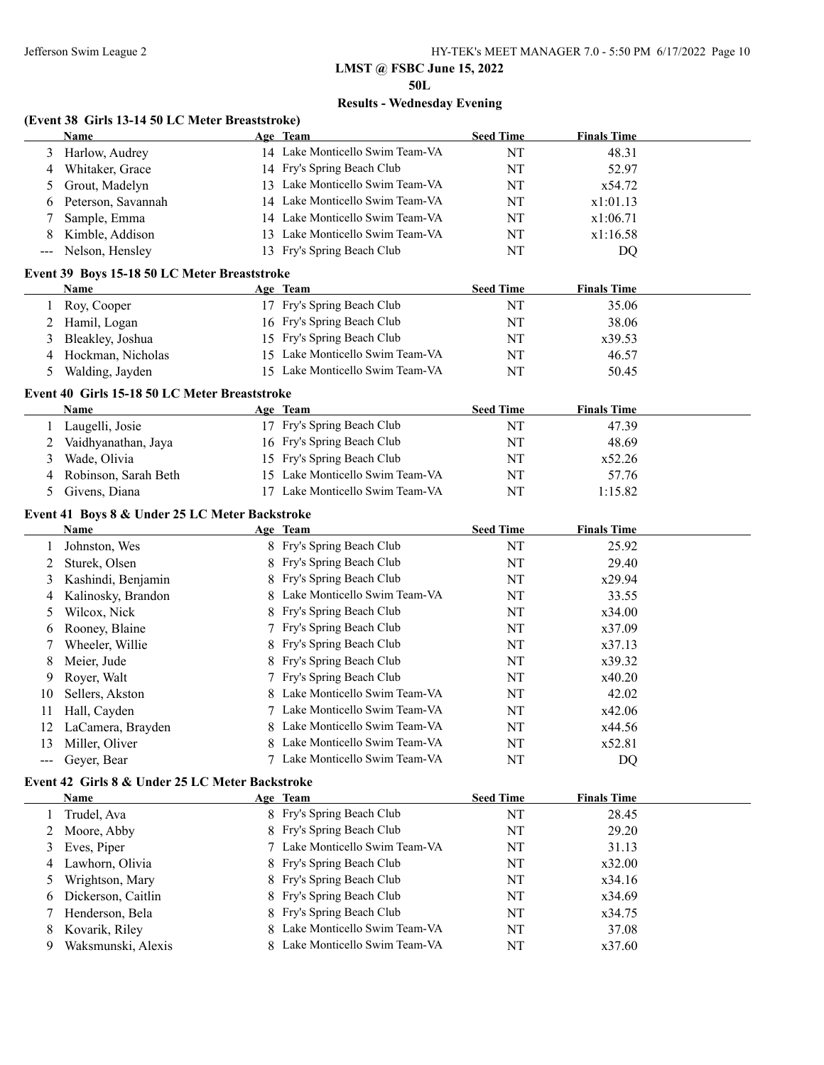# LMST @ FSBC June 15, 2022

## 50L

## Results - Wednesday Evening

### (Event 38 Girls 13-14 50 LC Meter Breaststroke)

| | Name | Age | Team | Seed Time | Finals Time |
|---|---|---|---|---|---|
| 3 | Harlow, Audrey | 14 | Lake Monticello Swim Team-VA | NT | 48.31 |
| 4 | Whitaker, Grace | 14 | Fry's Spring Beach Club | NT | 52.97 |
| 5 | Grout, Madelyn | 13 | Lake Monticello Swim Team-VA | NT | x54.72 |
| 6 | Peterson, Savannah | 14 | Lake Monticello Swim Team-VA | NT | x1:01.13 |
| 7 | Sample, Emma | 14 | Lake Monticello Swim Team-VA | NT | x1:06.71 |
| 8 | Kimble, Addison | 13 | Lake Monticello Swim Team-VA | NT | x1:16.58 |
| --- | Nelson, Hensley | 13 | Fry's Spring Beach Club | NT | DQ |

### Event 39 Boys 15-18 50 LC Meter Breaststroke

| | Name | Age | Team | Seed Time | Finals Time |
|---|---|---|---|---|---|
| 1 | Roy, Cooper | 17 | Fry's Spring Beach Club | NT | 35.06 |
| 2 | Hamil, Logan | 16 | Fry's Spring Beach Club | NT | 38.06 |
| 3 | Bleakley, Joshua | 15 | Fry's Spring Beach Club | NT | x39.53 |
| 4 | Hockman, Nicholas | 15 | Lake Monticello Swim Team-VA | NT | 46.57 |
| 5 | Walding, Jayden | 15 | Lake Monticello Swim Team-VA | NT | 50.45 |

### Event 40 Girls 15-18 50 LC Meter Breaststroke

| | Name | Age | Team | Seed Time | Finals Time |
|---|---|---|---|---|---|
| 1 | Laugelli, Josie | 17 | Fry's Spring Beach Club | NT | 47.39 |
| 2 | Vaidhyanathan, Jaya | 16 | Fry's Spring Beach Club | NT | 48.69 |
| 3 | Wade, Olivia | 15 | Fry's Spring Beach Club | NT | x52.26 |
| 4 | Robinson, Sarah Beth | 15 | Lake Monticello Swim Team-VA | NT | 57.76 |
| 5 | Givens, Diana | 17 | Lake Monticello Swim Team-VA | NT | 1:15.82 |

### Event 41 Boys 8 & Under 25 LC Meter Backstroke

| | Name | Age | Team | Seed Time | Finals Time |
|---|---|---|---|---|---|
| 1 | Johnston, Wes | 8 | Fry's Spring Beach Club | NT | 25.92 |
| 2 | Sturek, Olsen | 8 | Fry's Spring Beach Club | NT | 29.40 |
| 3 | Kashindi, Benjamin | 8 | Fry's Spring Beach Club | NT | x29.94 |
| 4 | Kalinosky, Brandon | 8 | Lake Monticello Swim Team-VA | NT | 33.55 |
| 5 | Wilcox, Nick | 8 | Fry's Spring Beach Club | NT | x34.00 |
| 6 | Rooney, Blaine | 7 | Fry's Spring Beach Club | NT | x37.09 |
| 7 | Wheeler, Willie | 8 | Fry's Spring Beach Club | NT | x37.13 |
| 8 | Meier, Jude | 8 | Fry's Spring Beach Club | NT | x39.32 |
| 9 | Royer, Walt | 7 | Fry's Spring Beach Club | NT | x40.20 |
| 10 | Sellers, Akston | 8 | Lake Monticello Swim Team-VA | NT | 42.02 |
| 11 | Hall, Cayden | 7 | Lake Monticello Swim Team-VA | NT | x42.06 |
| 12 | LaCamera, Brayden | 8 | Lake Monticello Swim Team-VA | NT | x44.56 |
| 13 | Miller, Oliver | 8 | Lake Monticello Swim Team-VA | NT | x52.81 |
| --- | Geyer, Bear | 7 | Lake Monticello Swim Team-VA | NT | DQ |

### Event 42 Girls 8 & Under 25 LC Meter Backstroke

| | Name | Age | Team | Seed Time | Finals Time |
|---|---|---|---|---|---|
| 1 | Trudel, Ava | 8 | Fry's Spring Beach Club | NT | 28.45 |
| 2 | Moore, Abby | 8 | Fry's Spring Beach Club | NT | 29.20 |
| 3 | Eves, Piper | 7 | Lake Monticello Swim Team-VA | NT | 31.13 |
| 4 | Lawhorn, Olivia | 8 | Fry's Spring Beach Club | NT | x32.00 |
| 5 | Wrightson, Mary | 8 | Fry's Spring Beach Club | NT | x34.16 |
| 6 | Dickerson, Caitlin | 8 | Fry's Spring Beach Club | NT | x34.69 |
| 7 | Henderson, Bela | 8 | Fry's Spring Beach Club | NT | x34.75 |
| 8 | Kovarik, Riley | 8 | Lake Monticello Swim Team-VA | NT | 37.08 |
| 9 | Waksmunski, Alexis | 8 | Lake Monticello Swim Team-VA | NT | x37.60 |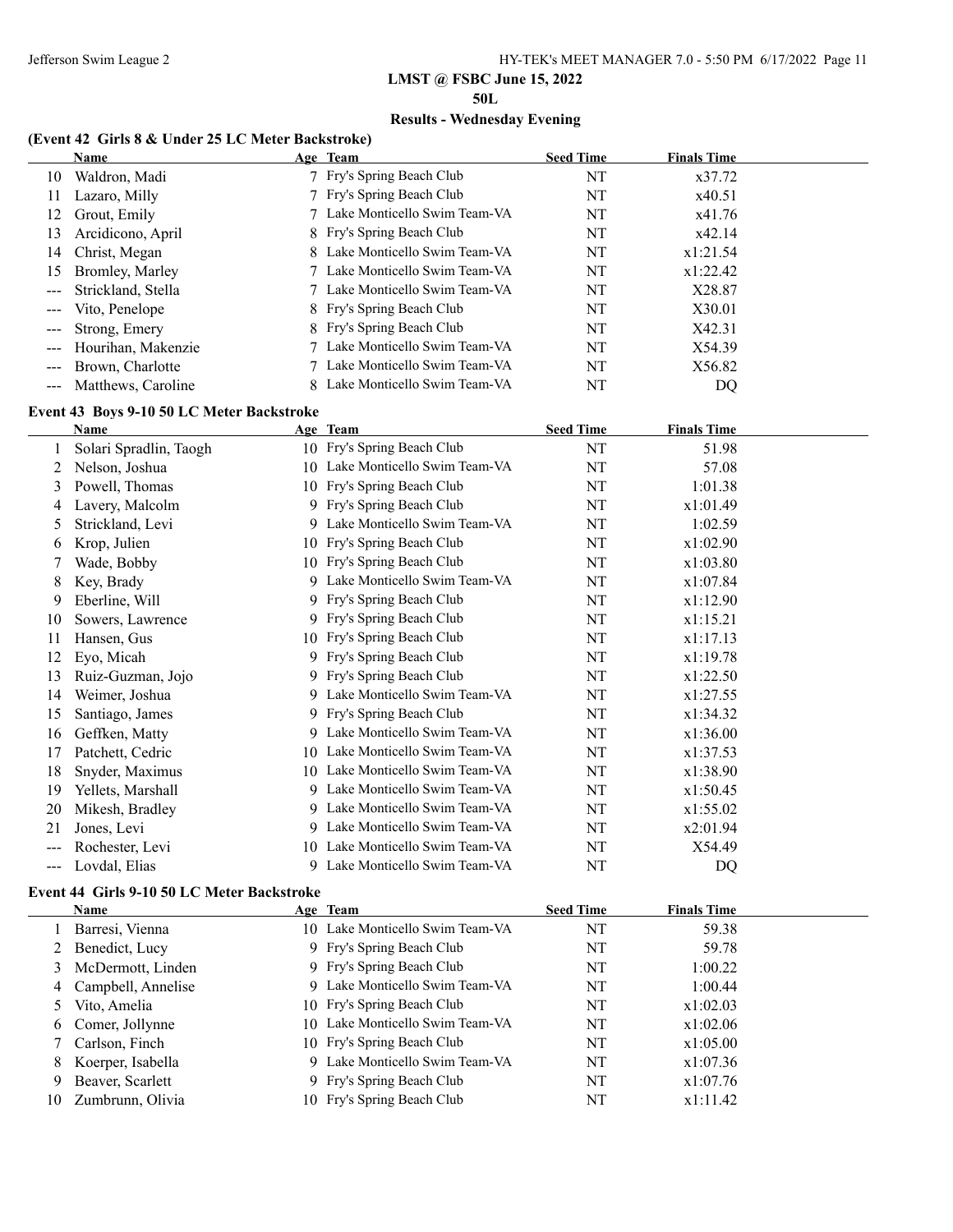**LMST @ FSBC June 15, 2022**

**50L**

**Results - Wednesday Evening**

### (Event 42 Girls 8 & Under 25 LC Meter Backstroke)

| | Name | Age | Team | Seed Time | Finals Time |
|---|---|---|---|---|---|
| 10 | Waldron, Madi | 7 | Fry's Spring Beach Club | NT | x37.72 |
| 11 | Lazaro, Milly | 7 | Fry's Spring Beach Club | NT | x40.51 |
| 12 | Grout, Emily | 7 | Lake Monticello Swim Team-VA | NT | x41.76 |
| 13 | Arcidicono, April | 8 | Fry's Spring Beach Club | NT | x42.14 |
| 14 | Christ, Megan | 8 | Lake Monticello Swim Team-VA | NT | x1:21.54 |
| 15 | Bromley, Marley | 7 | Lake Monticello Swim Team-VA | NT | x1:22.42 |
| --- | Strickland, Stella | 7 | Lake Monticello Swim Team-VA | NT | X28.87 |
| --- | Vito, Penelope | 8 | Fry's Spring Beach Club | NT | X30.01 |
| --- | Strong, Emery | 8 | Fry's Spring Beach Club | NT | X42.31 |
| --- | Hourihan, Makenzie | 7 | Lake Monticello Swim Team-VA | NT | X54.39 |
| --- | Brown, Charlotte | 7 | Lake Monticello Swim Team-VA | NT | X56.82 |
| --- | Matthews, Caroline | 8 | Lake Monticello Swim Team-VA | NT | DQ |

### Event 43 Boys 9-10 50 LC Meter Backstroke

| | Name | Age | Team | Seed Time | Finals Time |
|---|---|---|---|---|---|
| 1 | Solari Spradlin, Taogh | 10 | Fry's Spring Beach Club | NT | 51.98 |
| 2 | Nelson, Joshua | 10 | Lake Monticello Swim Team-VA | NT | 57.08 |
| 3 | Powell, Thomas | 10 | Fry's Spring Beach Club | NT | 1:01.38 |
| 4 | Lavery, Malcolm | 9 | Fry's Spring Beach Club | NT | x1:01.49 |
| 5 | Strickland, Levi | 9 | Lake Monticello Swim Team-VA | NT | 1:02.59 |
| 6 | Krop, Julien | 10 | Fry's Spring Beach Club | NT | x1:02.90 |
| 7 | Wade, Bobby | 10 | Fry's Spring Beach Club | NT | x1:03.80 |
| 8 | Key, Brady | 9 | Lake Monticello Swim Team-VA | NT | x1:07.84 |
| 9 | Eberline, Will | 9 | Fry's Spring Beach Club | NT | x1:12.90 |
| 10 | Sowers, Lawrence | 9 | Fry's Spring Beach Club | NT | x1:15.21 |
| 11 | Hansen, Gus | 10 | Fry's Spring Beach Club | NT | x1:17.13 |
| 12 | Eyo, Micah | 9 | Fry's Spring Beach Club | NT | x1:19.78 |
| 13 | Ruiz-Guzman, Jojo | 9 | Fry's Spring Beach Club | NT | x1:22.50 |
| 14 | Weimer, Joshua | 9 | Lake Monticello Swim Team-VA | NT | x1:27.55 |
| 15 | Santiago, James | 9 | Fry's Spring Beach Club | NT | x1:34.32 |
| 16 | Geffken, Matty | 9 | Lake Monticello Swim Team-VA | NT | x1:36.00 |
| 17 | Patchett, Cedric | 10 | Lake Monticello Swim Team-VA | NT | x1:37.53 |
| 18 | Snyder, Maximus | 10 | Lake Monticello Swim Team-VA | NT | x1:38.90 |
| 19 | Yellets, Marshall | 9 | Lake Monticello Swim Team-VA | NT | x1:50.45 |
| 20 | Mikesh, Bradley | 9 | Lake Monticello Swim Team-VA | NT | x1:55.02 |
| 21 | Jones, Levi | 9 | Lake Monticello Swim Team-VA | NT | x2:01.94 |
| --- | Rochester, Levi | 10 | Lake Monticello Swim Team-VA | NT | X54.49 |
| --- | Lovdal, Elias | 9 | Lake Monticello Swim Team-VA | NT | DQ |

### Event 44 Girls 9-10 50 LC Meter Backstroke

| | Name | Age | Team | Seed Time | Finals Time |
|---|---|---|---|---|---|
| 1 | Barresi, Vienna | 10 | Lake Monticello Swim Team-VA | NT | 59.38 |
| 2 | Benedict, Lucy | 9 | Fry's Spring Beach Club | NT | 59.78 |
| 3 | McDermott, Linden | 9 | Fry's Spring Beach Club | NT | 1:00.22 |
| 4 | Campbell, Annelise | 9 | Lake Monticello Swim Team-VA | NT | 1:00.44 |
| 5 | Vito, Amelia | 10 | Fry's Spring Beach Club | NT | x1:02.03 |
| 6 | Comer, Jollynne | 10 | Lake Monticello Swim Team-VA | NT | x1:02.06 |
| 7 | Carlson, Finch | 10 | Fry's Spring Beach Club | NT | x1:05.00 |
| 8 | Koerper, Isabella | 9 | Lake Monticello Swim Team-VA | NT | x1:07.36 |
| 9 | Beaver, Scarlett | 9 | Fry's Spring Beach Club | NT | x1:07.76 |
| 10 | Zumbrunn, Olivia | 10 | Fry's Spring Beach Club | NT | x1:11.42 |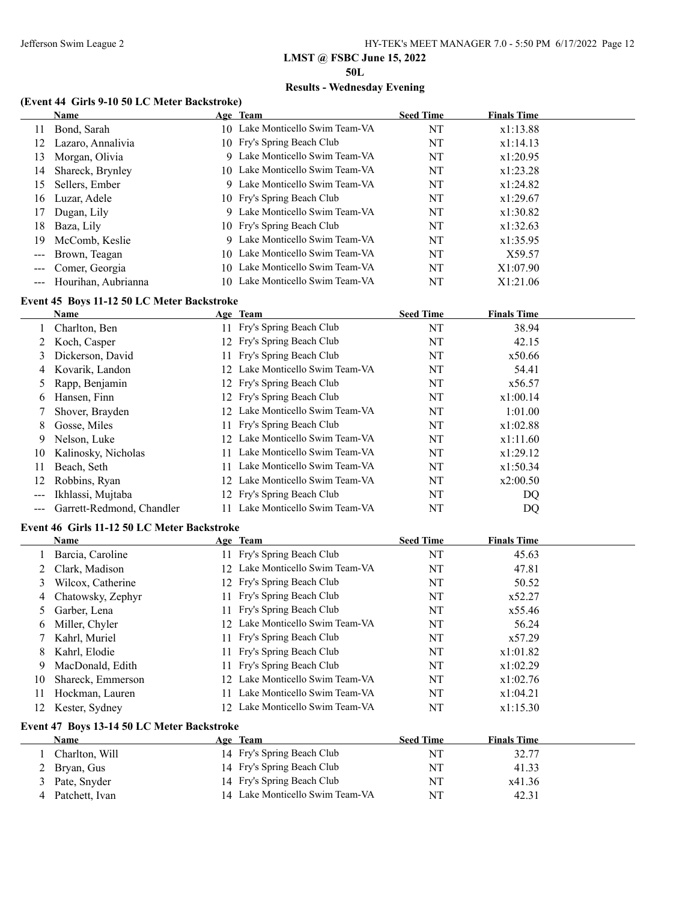LMST @ FSBC June 15, 2022

50L

Results - Wednesday Evening

### (Event 44 Girls 9-10 50 LC Meter Backstroke)

| | Name | Age | Team | Seed Time | Finals Time |
|---|---|---|---|---|---|
| 11 | Bond, Sarah | 10 | Lake Monticello Swim Team-VA | NT | x1:13.88 |
| 12 | Lazaro, Annalivia | 10 | Fry's Spring Beach Club | NT | x1:14.13 |
| 13 | Morgan, Olivia | 9 | Lake Monticello Swim Team-VA | NT | x1:20.95 |
| 14 | Shareck, Brynley | 10 | Lake Monticello Swim Team-VA | NT | x1:23.28 |
| 15 | Sellers, Ember | 9 | Lake Monticello Swim Team-VA | NT | x1:24.82 |
| 16 | Luzar, Adele | 10 | Fry's Spring Beach Club | NT | x1:29.67 |
| 17 | Dugan, Lily | 9 | Lake Monticello Swim Team-VA | NT | x1:30.82 |
| 18 | Baza, Lily | 10 | Fry's Spring Beach Club | NT | x1:32.63 |
| 19 | McComb, Keslie | 9 | Lake Monticello Swim Team-VA | NT | x1:35.95 |
| --- | Brown, Teagan | 10 | Lake Monticello Swim Team-VA | NT | X59.57 |
| --- | Comer, Georgia | 10 | Lake Monticello Swim Team-VA | NT | X1:07.90 |
| --- | Hourihan, Aubrianna | 10 | Lake Monticello Swim Team-VA | NT | X1:21.06 |

### Event 45 Boys 11-12 50 LC Meter Backstroke

| | Name | Age | Team | Seed Time | Finals Time |
|---|---|---|---|---|---|
| 1 | Charlton, Ben | 11 | Fry's Spring Beach Club | NT | 38.94 |
| 2 | Koch, Casper | 12 | Fry's Spring Beach Club | NT | 42.15 |
| 3 | Dickerson, David | 11 | Fry's Spring Beach Club | NT | x50.66 |
| 4 | Kovarik, Landon | 12 | Lake Monticello Swim Team-VA | NT | 54.41 |
| 5 | Rapp, Benjamin | 12 | Fry's Spring Beach Club | NT | x56.57 |
| 6 | Hansen, Finn | 12 | Fry's Spring Beach Club | NT | x1:00.14 |
| 7 | Shover, Brayden | 12 | Lake Monticello Swim Team-VA | NT | 1:01.00 |
| 8 | Gosse, Miles | 11 | Fry's Spring Beach Club | NT | x1:02.88 |
| 9 | Nelson, Luke | 12 | Lake Monticello Swim Team-VA | NT | x1:11.60 |
| 10 | Kalinosky, Nicholas | 11 | Lake Monticello Swim Team-VA | NT | x1:29.12 |
| 11 | Beach, Seth | 11 | Lake Monticello Swim Team-VA | NT | x1:50.34 |
| 12 | Robbins, Ryan | 12 | Lake Monticello Swim Team-VA | NT | x2:00.50 |
| --- | Ikhlassi, Mujtaba | 12 | Fry's Spring Beach Club | NT | DQ |
| --- | Garrett-Redmond, Chandler | 11 | Lake Monticello Swim Team-VA | NT | DQ |

### Event 46 Girls 11-12 50 LC Meter Backstroke

| | Name | Age | Team | Seed Time | Finals Time |
|---|---|---|---|---|---|
| 1 | Barcia, Caroline | 11 | Fry's Spring Beach Club | NT | 45.63 |
| 2 | Clark, Madison | 12 | Lake Monticello Swim Team-VA | NT | 47.81 |
| 3 | Wilcox, Catherine | 12 | Fry's Spring Beach Club | NT | 50.52 |
| 4 | Chatowsky, Zephyr | 11 | Fry's Spring Beach Club | NT | x52.27 |
| 5 | Garber, Lena | 11 | Fry's Spring Beach Club | NT | x55.46 |
| 6 | Miller, Chyler | 12 | Lake Monticello Swim Team-VA | NT | 56.24 |
| 7 | Kahrl, Muriel | 11 | Fry's Spring Beach Club | NT | x57.29 |
| 8 | Kahrl, Elodie | 11 | Fry's Spring Beach Club | NT | x1:01.82 |
| 9 | MacDonald, Edith | 11 | Fry's Spring Beach Club | NT | x1:02.29 |
| 10 | Shareck, Emmerson | 12 | Lake Monticello Swim Team-VA | NT | x1:02.76 |
| 11 | Hockman, Lauren | 11 | Lake Monticello Swim Team-VA | NT | x1:04.21 |
| 12 | Kester, Sydney | 12 | Lake Monticello Swim Team-VA | NT | x1:15.30 |

### Event 47 Boys 13-14 50 LC Meter Backstroke

| | Name | Age | Team | Seed Time | Finals Time |
|---|---|---|---|---|---|
| 1 | Charlton, Will | 14 | Fry's Spring Beach Club | NT | 32.77 |
| 2 | Bryan, Gus | 14 | Fry's Spring Beach Club | NT | 41.33 |
| 3 | Pate, Snyder | 14 | Fry's Spring Beach Club | NT | x41.36 |
| 4 | Patchett, Ivan | 14 | Lake Monticello Swim Team-VA | NT | 42.31 |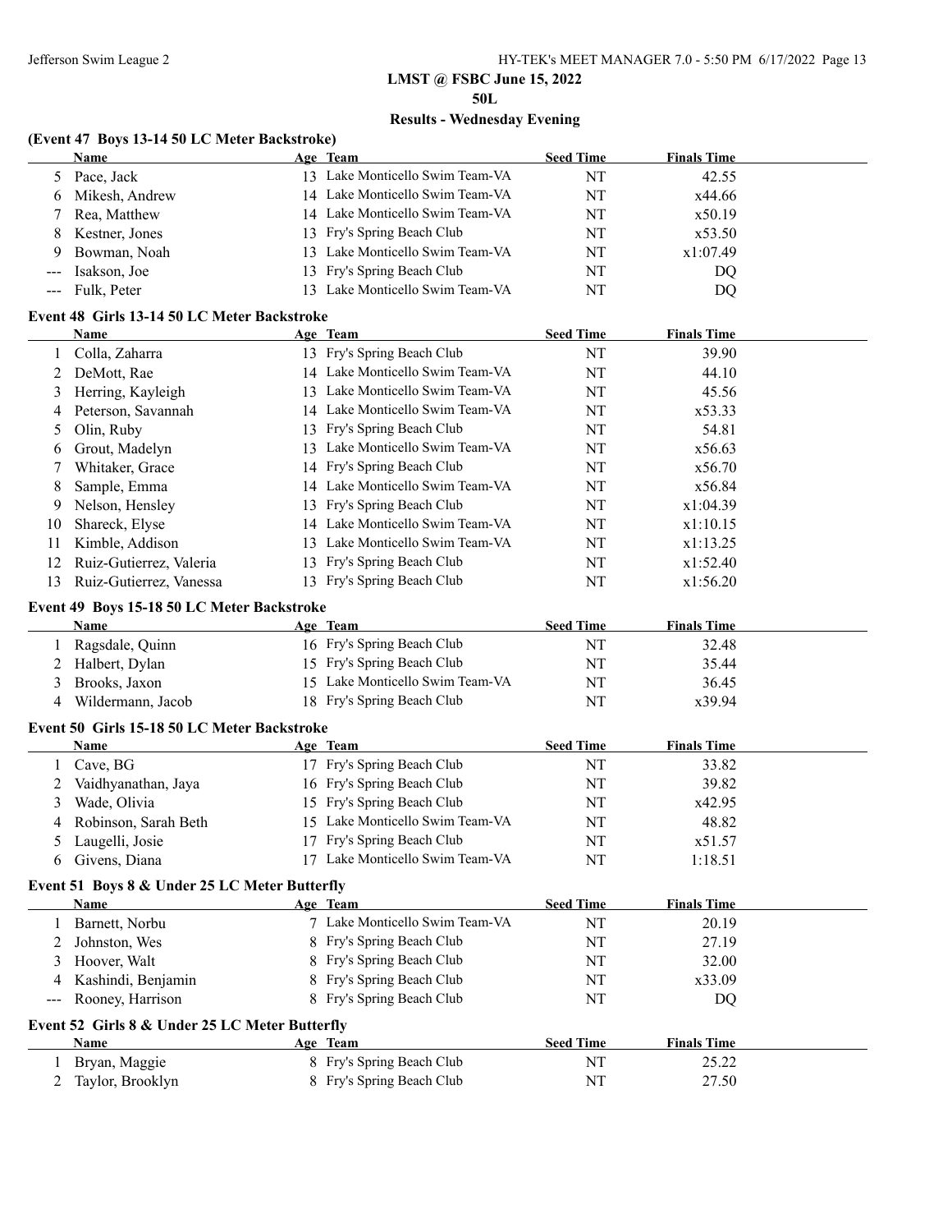## LMST @ FSBC June 15, 2022

**50L**

### Results - Wednesday Evening

#### (Event 47 Boys 13-14 50 LC Meter Backstroke)

| | Name | Age | Team | Seed Time | Finals Time |
|---|---|---|---|---|---|
| 5 | Pace, Jack | 13 | Lake Monticello Swim Team-VA | NT | 42.55 |
| 6 | Mikesh, Andrew | 14 | Lake Monticello Swim Team-VA | NT | x44.66 |
| 7 | Rea, Matthew | 14 | Lake Monticello Swim Team-VA | NT | x50.19 |
| 8 | Kestner, Jones | 13 | Fry's Spring Beach Club | NT | x53.50 |
| 9 | Bowman, Noah | 13 | Lake Monticello Swim Team-VA | NT | x1:07.49 |
| --- | Isakson, Joe | 13 | Fry's Spring Beach Club | NT | DQ |
| --- | Fulk, Peter | 13 | Lake Monticello Swim Team-VA | NT | DQ |

#### Event 48 Girls 13-14 50 LC Meter Backstroke

| | Name | Age | Team | Seed Time | Finals Time |
|---|---|---|---|---|---|
| 1 | Colla, Zaharra | 13 | Fry's Spring Beach Club | NT | 39.90 |
| 2 | DeMott, Rae | 14 | Lake Monticello Swim Team-VA | NT | 44.10 |
| 3 | Herring, Kayleigh | 13 | Lake Monticello Swim Team-VA | NT | 45.56 |
| 4 | Peterson, Savannah | 14 | Lake Monticello Swim Team-VA | NT | x53.33 |
| 5 | Olin, Ruby | 13 | Fry's Spring Beach Club | NT | 54.81 |
| 6 | Grout, Madelyn | 13 | Lake Monticello Swim Team-VA | NT | x56.63 |
| 7 | Whitaker, Grace | 14 | Fry's Spring Beach Club | NT | x56.70 |
| 8 | Sample, Emma | 14 | Lake Monticello Swim Team-VA | NT | x56.84 |
| 9 | Nelson, Hensley | 13 | Fry's Spring Beach Club | NT | x1:04.39 |
| 10 | Shareck, Elyse | 14 | Lake Monticello Swim Team-VA | NT | x1:10.15 |
| 11 | Kimble, Addison | 13 | Lake Monticello Swim Team-VA | NT | x1:13.25 |
| 12 | Ruiz-Gutierrez, Valeria | 13 | Fry's Spring Beach Club | NT | x1:52.40 |
| 13 | Ruiz-Gutierrez, Vanessa | 13 | Fry's Spring Beach Club | NT | x1:56.20 |

#### Event 49 Boys 15-18 50 LC Meter Backstroke

| | Name | Age | Team | Seed Time | Finals Time |
|---|---|---|---|---|---|
| 1 | Ragsdale, Quinn | 16 | Fry's Spring Beach Club | NT | 32.48 |
| 2 | Halbert, Dylan | 15 | Fry's Spring Beach Club | NT | 35.44 |
| 3 | Brooks, Jaxon | 15 | Lake Monticello Swim Team-VA | NT | 36.45 |
| 4 | Wildermann, Jacob | 18 | Fry's Spring Beach Club | NT | x39.94 |

#### Event 50 Girls 15-18 50 LC Meter Backstroke

| | Name | Age | Team | Seed Time | Finals Time |
|---|---|---|---|---|---|
| 1 | Cave, BG | 17 | Fry's Spring Beach Club | NT | 33.82 |
| 2 | Vaidhyanathan, Jaya | 16 | Fry's Spring Beach Club | NT | 39.82 |
| 3 | Wade, Olivia | 15 | Fry's Spring Beach Club | NT | x42.95 |
| 4 | Robinson, Sarah Beth | 15 | Lake Monticello Swim Team-VA | NT | 48.82 |
| 5 | Laugelli, Josie | 17 | Fry's Spring Beach Club | NT | x51.57 |
| 6 | Givens, Diana | 17 | Lake Monticello Swim Team-VA | NT | 1:18.51 |

#### Event 51 Boys 8 & Under 25 LC Meter Butterfly

| | Name | Age | Team | Seed Time | Finals Time |
|---|---|---|---|---|---|
| 1 | Barnett, Norbu | 7 | Lake Monticello Swim Team-VA | NT | 20.19 |
| 2 | Johnston, Wes | 8 | Fry's Spring Beach Club | NT | 27.19 |
| 3 | Hoover, Walt | 8 | Fry's Spring Beach Club | NT | 32.00 |
| 4 | Kashindi, Benjamin | 8 | Fry's Spring Beach Club | NT | x33.09 |
| --- | Rooney, Harrison | 8 | Fry's Spring Beach Club | NT | DQ |

#### Event 52 Girls 8 & Under 25 LC Meter Butterfly

| | Name | Age | Team | Seed Time | Finals Time |
|---|---|---|---|---|---|
| 1 | Bryan, Maggie | 8 | Fry's Spring Beach Club | NT | 25.22 |
| 2 | Taylor, Brooklyn | 8 | Fry's Spring Beach Club | NT | 27.50 |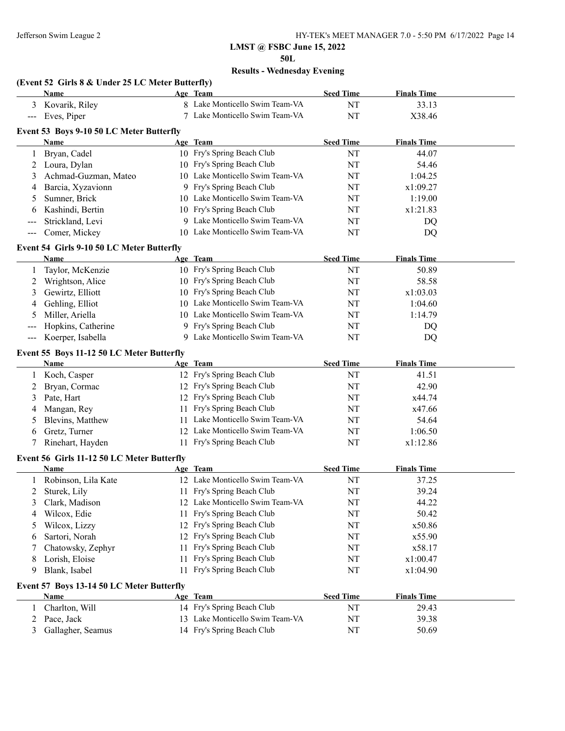# LMST @ FSBC June 15, 2022

**50L**

**Results - Wednesday Evening**

### (Event 52 Girls 8 & Under 25 LC Meter Butterfly)

| | Name | Age | Team | Seed Time | Finals Time |
|---|---|---|---|---|---|
| 3 | Kovarik, Riley | 8 | Lake Monticello Swim Team-VA | NT | 33.13 |
| --- | Eves, Piper | 7 | Lake Monticello Swim Team-VA | NT | X38.46 |

### Event 53 Boys 9-10 50 LC Meter Butterfly

| | Name | Age | Team | Seed Time | Finals Time |
|---|---|---|---|---|---|
| 1 | Bryan, Cadel | 10 | Fry's Spring Beach Club | NT | 44.07 |
| 2 | Loura, Dylan | 10 | Fry's Spring Beach Club | NT | 54.46 |
| 3 | Achmad-Guzman, Mateo | 10 | Lake Monticello Swim Team-VA | NT | 1:04.25 |
| 4 | Barcia, Xyzavionn | 9 | Fry's Spring Beach Club | NT | x1:09.27 |
| 5 | Sumner, Brick | 10 | Lake Monticello Swim Team-VA | NT | 1:19.00 |
| 6 | Kashindi, Bertin | 10 | Fry's Spring Beach Club | NT | x1:21.83 |
| --- | Strickland, Levi | 9 | Lake Monticello Swim Team-VA | NT | DQ |
| --- | Comer, Mickey | 10 | Lake Monticello Swim Team-VA | NT | DQ |

### Event 54 Girls 9-10 50 LC Meter Butterfly

| | Name | Age | Team | Seed Time | Finals Time |
|---|---|---|---|---|---|
| 1 | Taylor, McKenzie | 10 | Fry's Spring Beach Club | NT | 50.89 |
| 2 | Wrightson, Alice | 10 | Fry's Spring Beach Club | NT | 58.58 |
| 3 | Gewirtz, Elliott | 10 | Fry's Spring Beach Club | NT | x1:03.03 |
| 4 | Gehling, Elliot | 10 | Lake Monticello Swim Team-VA | NT | 1:04.60 |
| 5 | Miller, Ariella | 10 | Lake Monticello Swim Team-VA | NT | 1:14.79 |
| --- | Hopkins, Catherine | 9 | Fry's Spring Beach Club | NT | DQ |
| --- | Koerper, Isabella | 9 | Lake Monticello Swim Team-VA | NT | DQ |

### Event 55 Boys 11-12 50 LC Meter Butterfly

| | Name | Age | Team | Seed Time | Finals Time |
|---|---|---|---|---|---|
| 1 | Koch, Casper | 12 | Fry's Spring Beach Club | NT | 41.51 |
| 2 | Bryan, Cormac | 12 | Fry's Spring Beach Club | NT | 42.90 |
| 3 | Pate, Hart | 12 | Fry's Spring Beach Club | NT | x44.74 |
| 4 | Mangan, Rey | 11 | Fry's Spring Beach Club | NT | x47.66 |
| 5 | Blevins, Matthew | 11 | Lake Monticello Swim Team-VA | NT | 54.64 |
| 6 | Gretz, Turner | 12 | Lake Monticello Swim Team-VA | NT | 1:06.50 |
| 7 | Rinehart, Hayden | 11 | Fry's Spring Beach Club | NT | x1:12.86 |

### Event 56 Girls 11-12 50 LC Meter Butterfly

| | Name | Age | Team | Seed Time | Finals Time |
|---|---|---|---|---|---|
| 1 | Robinson, Lila Kate | 12 | Lake Monticello Swim Team-VA | NT | 37.25 |
| 2 | Sturek, Lily | 11 | Fry's Spring Beach Club | NT | 39.24 |
| 3 | Clark, Madison | 12 | Lake Monticello Swim Team-VA | NT | 44.22 |
| 4 | Wilcox, Edie | 11 | Fry's Spring Beach Club | NT | 50.42 |
| 5 | Wilcox, Lizzy | 12 | Fry's Spring Beach Club | NT | x50.86 |
| 6 | Sartori, Norah | 12 | Fry's Spring Beach Club | NT | x55.90 |
| 7 | Chatowsky, Zephyr | 11 | Fry's Spring Beach Club | NT | x58.17 |
| 8 | Lorish, Eloise | 11 | Fry's Spring Beach Club | NT | x1:00.47 |
| 9 | Blank, Isabel | 11 | Fry's Spring Beach Club | NT | x1:04.90 |

### Event 57 Boys 13-14 50 LC Meter Butterfly

| | Name | Age | Team | Seed Time | Finals Time |
|---|---|---|---|---|---|
| 1 | Charlton, Will | 14 | Fry's Spring Beach Club | NT | 29.43 |
| 2 | Pace, Jack | 13 | Lake Monticello Swim Team-VA | NT | 39.38 |
| 3 | Gallagher, Seamus | 14 | Fry's Spring Beach Club | NT | 50.69 |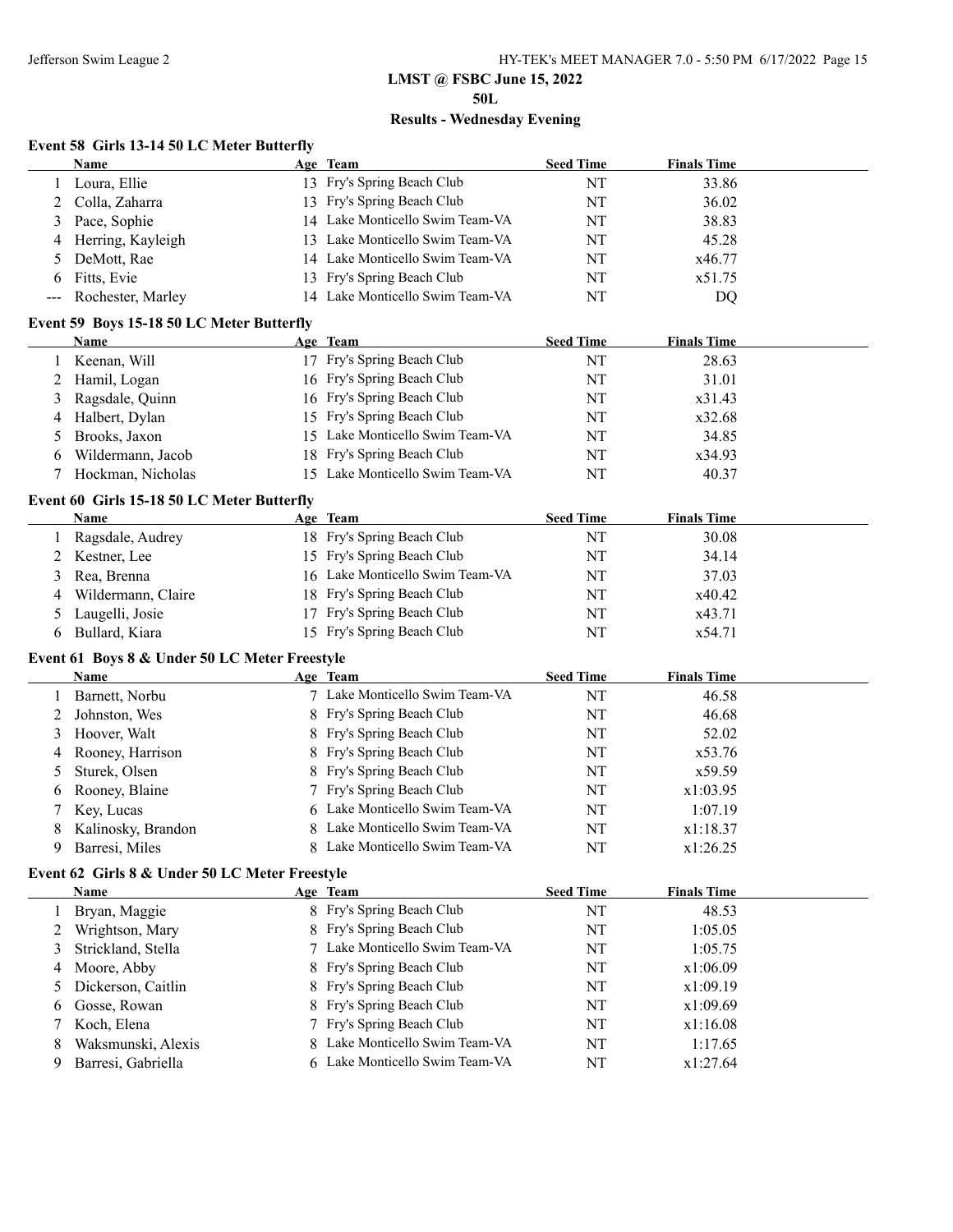## LMST @ FSBC June 15, 2022
## 50L
## Results - Wednesday Evening

### Event 58 Girls 13-14 50 LC Meter Butterfly

| | Name | Age | Team | Seed Time | Finals Time |
|---|---|---|---|---|---|
| 1 | Loura, Ellie | 13 | Fry's Spring Beach Club | NT | 33.86 |
| 2 | Colla, Zaharra | 13 | Fry's Spring Beach Club | NT | 36.02 |
| 3 | Pace, Sophie | 14 | Lake Monticello Swim Team-VA | NT | 38.83 |
| 4 | Herring, Kayleigh | 13 | Lake Monticello Swim Team-VA | NT | 45.28 |
| 5 | DeMott, Rae | 14 | Lake Monticello Swim Team-VA | NT | x46.77 |
| 6 | Fitts, Evie | 13 | Fry's Spring Beach Club | NT | x51.75 |
| --- | Rochester, Marley | 14 | Lake Monticello Swim Team-VA | NT | DQ |

### Event 59 Boys 15-18 50 LC Meter Butterfly

| | Name | Age | Team | Seed Time | Finals Time |
|---|---|---|---|---|---|
| 1 | Keenan, Will | 17 | Fry's Spring Beach Club | NT | 28.63 |
| 2 | Hamil, Logan | 16 | Fry's Spring Beach Club | NT | 31.01 |
| 3 | Ragsdale, Quinn | 16 | Fry's Spring Beach Club | NT | x31.43 |
| 4 | Halbert, Dylan | 15 | Fry's Spring Beach Club | NT | x32.68 |
| 5 | Brooks, Jaxon | 15 | Lake Monticello Swim Team-VA | NT | 34.85 |
| 6 | Wildermann, Jacob | 18 | Fry's Spring Beach Club | NT | x34.93 |
| 7 | Hockman, Nicholas | 15 | Lake Monticello Swim Team-VA | NT | 40.37 |

### Event 60 Girls 15-18 50 LC Meter Butterfly

| | Name | Age | Team | Seed Time | Finals Time |
|---|---|---|---|---|---|
| 1 | Ragsdale, Audrey | 18 | Fry's Spring Beach Club | NT | 30.08 |
| 2 | Kestner, Lee | 15 | Fry's Spring Beach Club | NT | 34.14 |
| 3 | Rea, Brenna | 16 | Lake Monticello Swim Team-VA | NT | 37.03 |
| 4 | Wildermann, Claire | 18 | Fry's Spring Beach Club | NT | x40.42 |
| 5 | Laugelli, Josie | 17 | Fry's Spring Beach Club | NT | x43.71 |
| 6 | Bullard, Kiara | 15 | Fry's Spring Beach Club | NT | x54.71 |

### Event 61 Boys 8 & Under 50 LC Meter Freestyle

| | Name | Age | Team | Seed Time | Finals Time |
|---|---|---|---|---|---|
| 1 | Barnett, Norbu | 7 | Lake Monticello Swim Team-VA | NT | 46.58 |
| 2 | Johnston, Wes | 8 | Fry's Spring Beach Club | NT | 46.68 |
| 3 | Hoover, Walt | 8 | Fry's Spring Beach Club | NT | 52.02 |
| 4 | Rooney, Harrison | 8 | Fry's Spring Beach Club | NT | x53.76 |
| 5 | Sturek, Olsen | 8 | Fry's Spring Beach Club | NT | x59.59 |
| 6 | Rooney, Blaine | 7 | Fry's Spring Beach Club | NT | x1:03.95 |
| 7 | Key, Lucas | 6 | Lake Monticello Swim Team-VA | NT | 1:07.19 |
| 8 | Kalinosky, Brandon | 8 | Lake Monticello Swim Team-VA | NT | x1:18.37 |
| 9 | Barresi, Miles | 8 | Lake Monticello Swim Team-VA | NT | x1:26.25 |

### Event 62 Girls 8 & Under 50 LC Meter Freestyle

| | Name | Age | Team | Seed Time | Finals Time |
|---|---|---|---|---|---|
| 1 | Bryan, Maggie | 8 | Fry's Spring Beach Club | NT | 48.53 |
| 2 | Wrightson, Mary | 8 | Fry's Spring Beach Club | NT | 1:05.05 |
| 3 | Strickland, Stella | 7 | Lake Monticello Swim Team-VA | NT | 1:05.75 |
| 4 | Moore, Abby | 8 | Fry's Spring Beach Club | NT | x1:06.09 |
| 5 | Dickerson, Caitlin | 8 | Fry's Spring Beach Club | NT | x1:09.19 |
| 6 | Gosse, Rowan | 8 | Fry's Spring Beach Club | NT | x1:09.69 |
| 7 | Koch, Elena | 7 | Fry's Spring Beach Club | NT | x1:16.08 |
| 8 | Waksmunski, Alexis | 8 | Lake Monticello Swim Team-VA | NT | 1:17.65 |
| 9 | Barresi, Gabriella | 6 | Lake Monticello Swim Team-VA | NT | x1:27.64 |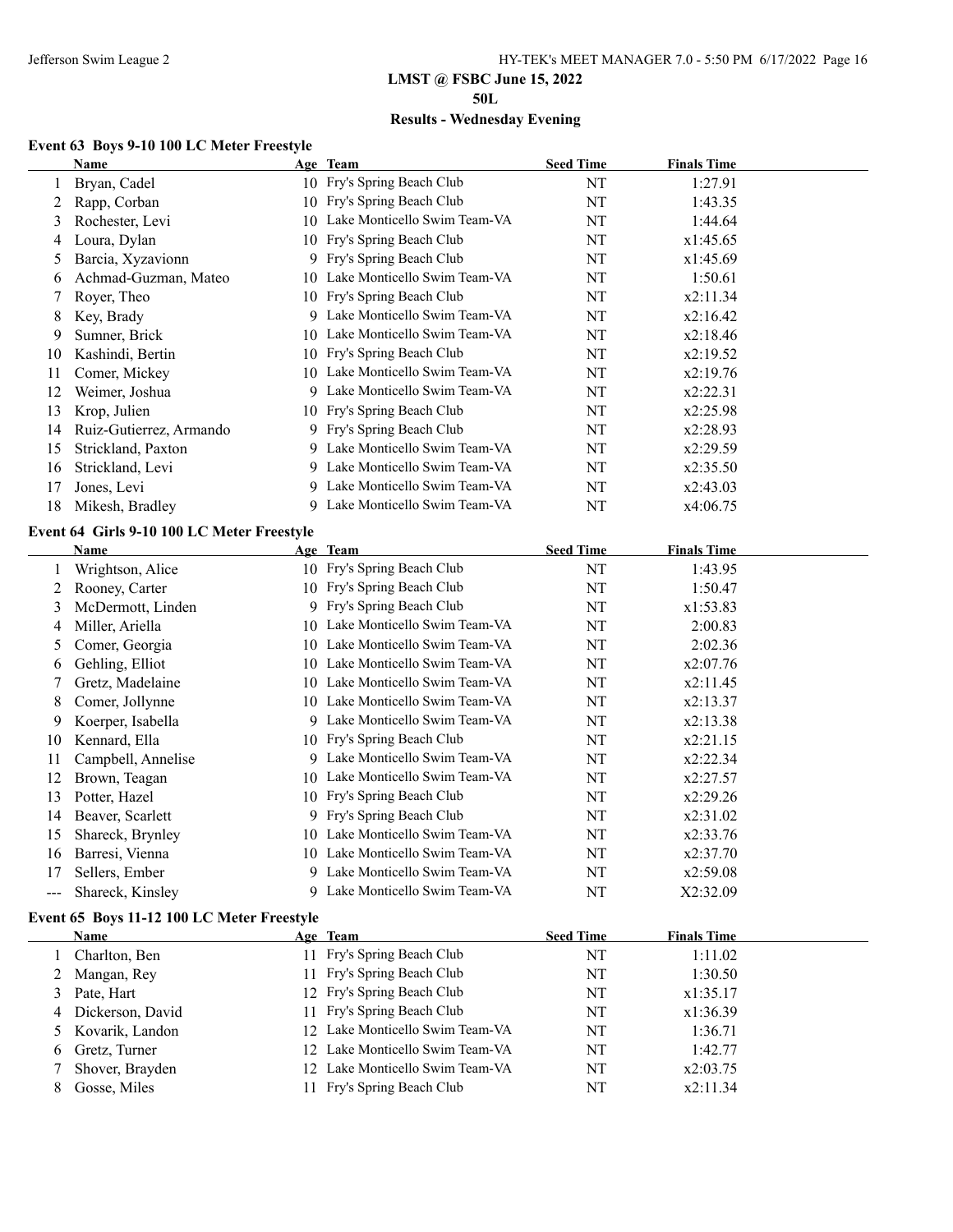Jefferson Swim League 2

# LMST @ FSBC June 15, 2022

## 50L

## Results - Wednesday Evening

### Event 63 Boys 9-10 100 LC Meter Freestyle

| | Name | Age | Team | Seed Time | Finals Time |
|---|---|---|---|---|---|
| 1 | Bryan, Cadel | 10 | Fry's Spring Beach Club | NT | 1:27.91 |
| 2 | Rapp, Corban | 10 | Fry's Spring Beach Club | NT | 1:43.35 |
| 3 | Rochester, Levi | 10 | Lake Monticello Swim Team-VA | NT | 1:44.64 |
| 4 | Loura, Dylan | 10 | Fry's Spring Beach Club | NT | x1:45.65 |
| 5 | Barcia, Xyzavionn | 9 | Fry's Spring Beach Club | NT | x1:45.69 |
| 6 | Achmad-Guzman, Mateo | 10 | Lake Monticello Swim Team-VA | NT | 1:50.61 |
| 7 | Royer, Theo | 10 | Fry's Spring Beach Club | NT | x2:11.34 |
| 8 | Key, Brady | 9 | Lake Monticello Swim Team-VA | NT | x2:16.42 |
| 9 | Sumner, Brick | 10 | Lake Monticello Swim Team-VA | NT | x2:18.46 |
| 10 | Kashindi, Bertin | 10 | Fry's Spring Beach Club | NT | x2:19.52 |
| 11 | Comer, Mickey | 10 | Lake Monticello Swim Team-VA | NT | x2:19.76 |
| 12 | Weimer, Joshua | 9 | Lake Monticello Swim Team-VA | NT | x2:22.31 |
| 13 | Krop, Julien | 10 | Fry's Spring Beach Club | NT | x2:25.98 |
| 14 | Ruiz-Gutierrez, Armando | 9 | Fry's Spring Beach Club | NT | x2:28.93 |
| 15 | Strickland, Paxton | 9 | Lake Monticello Swim Team-VA | NT | x2:29.59 |
| 16 | Strickland, Levi | 9 | Lake Monticello Swim Team-VA | NT | x2:35.50 |
| 17 | Jones, Levi | 9 | Lake Monticello Swim Team-VA | NT | x2:43.03 |
| 18 | Mikesh, Bradley | 9 | Lake Monticello Swim Team-VA | NT | x4:06.75 |

### Event 64 Girls 9-10 100 LC Meter Freestyle

| | Name | Age | Team | Seed Time | Finals Time |
|---|---|---|---|---|---|
| 1 | Wrightson, Alice | 10 | Fry's Spring Beach Club | NT | 1:43.95 |
| 2 | Rooney, Carter | 10 | Fry's Spring Beach Club | NT | 1:50.47 |
| 3 | McDermott, Linden | 9 | Fry's Spring Beach Club | NT | x1:53.83 |
| 4 | Miller, Ariella | 10 | Lake Monticello Swim Team-VA | NT | 2:00.83 |
| 5 | Comer, Georgia | 10 | Lake Monticello Swim Team-VA | NT | 2:02.36 |
| 6 | Gehling, Elliot | 10 | Lake Monticello Swim Team-VA | NT | x2:07.76 |
| 7 | Gretz, Madelaine | 10 | Lake Monticello Swim Team-VA | NT | x2:11.45 |
| 8 | Comer, Jollynne | 10 | Lake Monticello Swim Team-VA | NT | x2:13.37 |
| 9 | Koerper, Isabella | 9 | Lake Monticello Swim Team-VA | NT | x2:13.38 |
| 10 | Kennard, Ella | 10 | Fry's Spring Beach Club | NT | x2:21.15 |
| 11 | Campbell, Annelise | 9 | Lake Monticello Swim Team-VA | NT | x2:22.34 |
| 12 | Brown, Teagan | 10 | Lake Monticello Swim Team-VA | NT | x2:27.57 |
| 13 | Potter, Hazel | 10 | Fry's Spring Beach Club | NT | x2:29.26 |
| 14 | Beaver, Scarlett | 9 | Fry's Spring Beach Club | NT | x2:31.02 |
| 15 | Shareck, Brynley | 10 | Lake Monticello Swim Team-VA | NT | x2:33.76 |
| 16 | Barresi, Vienna | 10 | Lake Monticello Swim Team-VA | NT | x2:37.70 |
| 17 | Sellers, Ember | 9 | Lake Monticello Swim Team-VA | NT | x2:59.08 |
| --- | Shareck, Kinsley | 9 | Lake Monticello Swim Team-VA | NT | X2:32.09 |

### Event 65 Boys 11-12 100 LC Meter Freestyle

| | Name | Age | Team | Seed Time | Finals Time |
|---|---|---|---|---|---|
| 1 | Charlton, Ben | 11 | Fry's Spring Beach Club | NT | 1:11.02 |
| 2 | Mangan, Rey | 11 | Fry's Spring Beach Club | NT | 1:30.50 |
| 3 | Pate, Hart | 12 | Fry's Spring Beach Club | NT | x1:35.17 |
| 4 | Dickerson, David | 11 | Fry's Spring Beach Club | NT | x1:36.39 |
| 5 | Kovarik, Landon | 12 | Lake Monticello Swim Team-VA | NT | 1:36.71 |
| 6 | Gretz, Turner | 12 | Lake Monticello Swim Team-VA | NT | 1:42.77 |
| 7 | Shover, Brayden | 12 | Lake Monticello Swim Team-VA | NT | x2:03.75 |
| 8 | Gosse, Miles | 11 | Fry's Spring Beach Club | NT | x2:11.34 |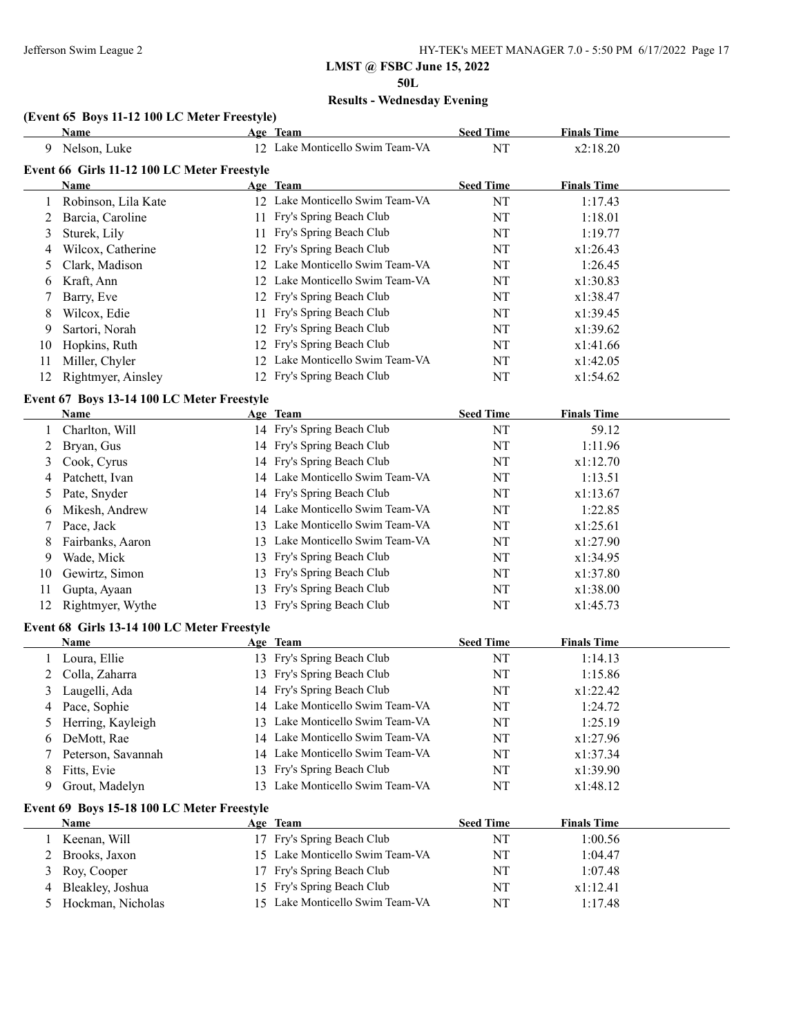## LMST @ FSBC June 15, 2022

### 50L

### Results - Wednesday Evening

#### (Event 65 Boys 11-12 100 LC Meter Freestyle)

| | Name | Age | Team | Seed Time | Finals Time |
|---|---|---|---|---|---|
| 9 | Nelson, Luke | 12 | Lake Monticello Swim Team-VA | NT | x2:18.20 |

#### Event 66 Girls 11-12 100 LC Meter Freestyle

| | Name | Age | Team | Seed Time | Finals Time |
|---|---|---|---|---|---|
| 1 | Robinson, Lila Kate | 12 | Lake Monticello Swim Team-VA | NT | 1:17.43 |
| 2 | Barcia, Caroline | 11 | Fry's Spring Beach Club | NT | 1:18.01 |
| 3 | Sturek, Lily | 11 | Fry's Spring Beach Club | NT | 1:19.77 |
| 4 | Wilcox, Catherine | 12 | Fry's Spring Beach Club | NT | x1:26.43 |
| 5 | Clark, Madison | 12 | Lake Monticello Swim Team-VA | NT | 1:26.45 |
| 6 | Kraft, Ann | 12 | Lake Monticello Swim Team-VA | NT | x1:30.83 |
| 7 | Barry, Eve | 12 | Fry's Spring Beach Club | NT | x1:38.47 |
| 8 | Wilcox, Edie | 11 | Fry's Spring Beach Club | NT | x1:39.45 |
| 9 | Sartori, Norah | 12 | Fry's Spring Beach Club | NT | x1:39.62 |
| 10 | Hopkins, Ruth | 12 | Fry's Spring Beach Club | NT | x1:41.66 |
| 11 | Miller, Chyler | 12 | Lake Monticello Swim Team-VA | NT | x1:42.05 |
| 12 | Rightmyer, Ainsley | 12 | Fry's Spring Beach Club | NT | x1:54.62 |

#### Event 67 Boys 13-14 100 LC Meter Freestyle

| | Name | Age | Team | Seed Time | Finals Time |
|---|---|---|---|---|---|
| 1 | Charlton, Will | 14 | Fry's Spring Beach Club | NT | 59.12 |
| 2 | Bryan, Gus | 14 | Fry's Spring Beach Club | NT | 1:11.96 |
| 3 | Cook, Cyrus | 14 | Fry's Spring Beach Club | NT | x1:12.70 |
| 4 | Patchett, Ivan | 14 | Lake Monticello Swim Team-VA | NT | 1:13.51 |
| 5 | Pate, Snyder | 14 | Fry's Spring Beach Club | NT | x1:13.67 |
| 6 | Mikesh, Andrew | 14 | Lake Monticello Swim Team-VA | NT | 1:22.85 |
| 7 | Pace, Jack | 13 | Lake Monticello Swim Team-VA | NT | x1:25.61 |
| 8 | Fairbanks, Aaron | 13 | Lake Monticello Swim Team-VA | NT | x1:27.90 |
| 9 | Wade, Mick | 13 | Fry's Spring Beach Club | NT | x1:34.95 |
| 10 | Gewirtz, Simon | 13 | Fry's Spring Beach Club | NT | x1:37.80 |
| 11 | Gupta, Ayaan | 13 | Fry's Spring Beach Club | NT | x1:38.00 |
| 12 | Rightmyer, Wythe | 13 | Fry's Spring Beach Club | NT | x1:45.73 |

#### Event 68 Girls 13-14 100 LC Meter Freestyle

| | Name | Age | Team | Seed Time | Finals Time |
|---|---|---|---|---|---|
| 1 | Loura, Ellie | 13 | Fry's Spring Beach Club | NT | 1:14.13 |
| 2 | Colla, Zaharra | 13 | Fry's Spring Beach Club | NT | 1:15.86 |
| 3 | Laugelli, Ada | 14 | Fry's Spring Beach Club | NT | x1:22.42 |
| 4 | Pace, Sophie | 14 | Lake Monticello Swim Team-VA | NT | 1:24.72 |
| 5 | Herring, Kayleigh | 13 | Lake Monticello Swim Team-VA | NT | 1:25.19 |
| 6 | DeMott, Rae | 14 | Lake Monticello Swim Team-VA | NT | x1:27.96 |
| 7 | Peterson, Savannah | 14 | Lake Monticello Swim Team-VA | NT | x1:37.34 |
| 8 | Fitts, Evie | 13 | Fry's Spring Beach Club | NT | x1:39.90 |
| 9 | Grout, Madelyn | 13 | Lake Monticello Swim Team-VA | NT | x1:48.12 |

#### Event 69 Boys 15-18 100 LC Meter Freestyle

| | Name | Age | Team | Seed Time | Finals Time |
|---|---|---|---|---|---|
| 1 | Keenan, Will | 17 | Fry's Spring Beach Club | NT | 1:00.56 |
| 2 | Brooks, Jaxon | 15 | Lake Monticello Swim Team-VA | NT | 1:04.47 |
| 3 | Roy, Cooper | 17 | Fry's Spring Beach Club | NT | 1:07.48 |
| 4 | Bleakley, Joshua | 15 | Fry's Spring Beach Club | NT | x1:12.41 |
| 5 | Hockman, Nicholas | 15 | Lake Monticello Swim Team-VA | NT | 1:17.48 |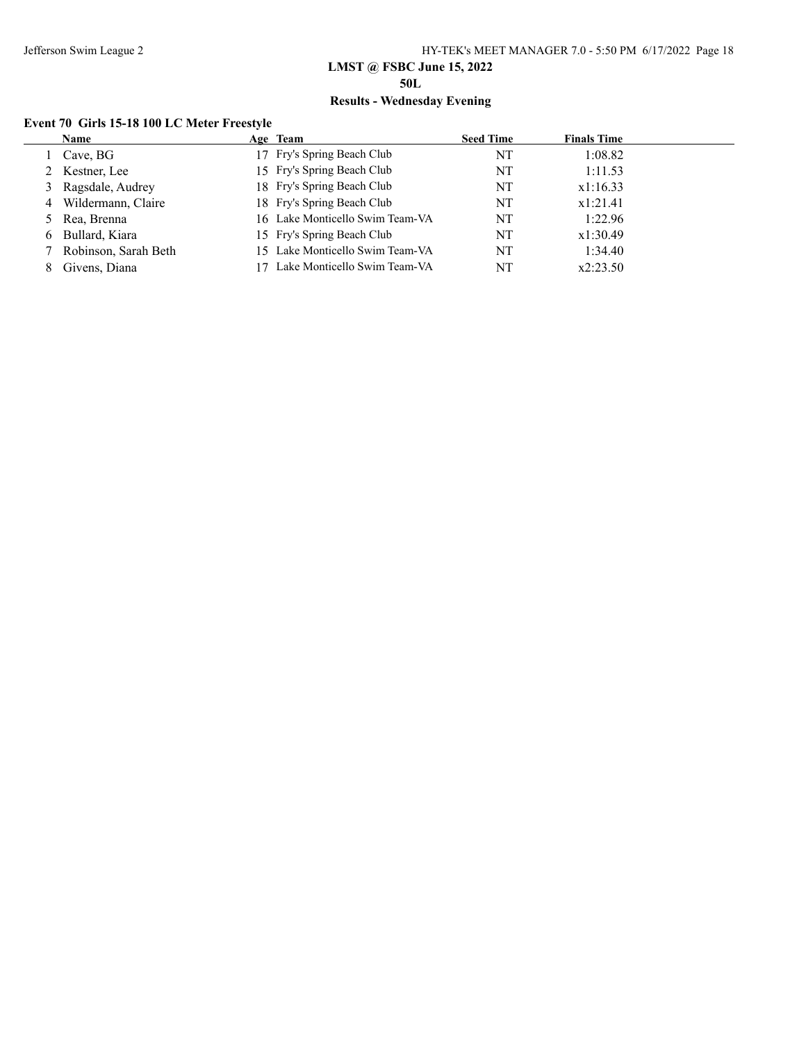# LMST @ FSBC June 15, 2022

## 50L

## Results - Wednesday Evening

### Event 70 Girls 15-18 100 LC Meter Freestyle

| | Name | Age | Team | Seed Time | Finals Time |
|---|---|---|---|---|---|
| 1 | Cave, BG | 17 | Fry's Spring Beach Club | NT | 1:08.82 |
| 2 | Kestner, Lee | 15 | Fry's Spring Beach Club | NT | 1:11.53 |
| 3 | Ragsdale, Audrey | 18 | Fry's Spring Beach Club | NT | x1:16.33 |
| 4 | Wildermann, Claire | 18 | Fry's Spring Beach Club | NT | x1:21.41 |
| 5 | Rea, Brenna | 16 | Lake Monticello Swim Team-VA | NT | 1:22.96 |
| 6 | Bullard, Kiara | 15 | Fry's Spring Beach Club | NT | x1:30.49 |
| 7 | Robinson, Sarah Beth | 15 | Lake Monticello Swim Team-VA | NT | 1:34.40 |
| 8 | Givens, Diana | 17 | Lake Monticello Swim Team-VA | NT | x2:23.50 |